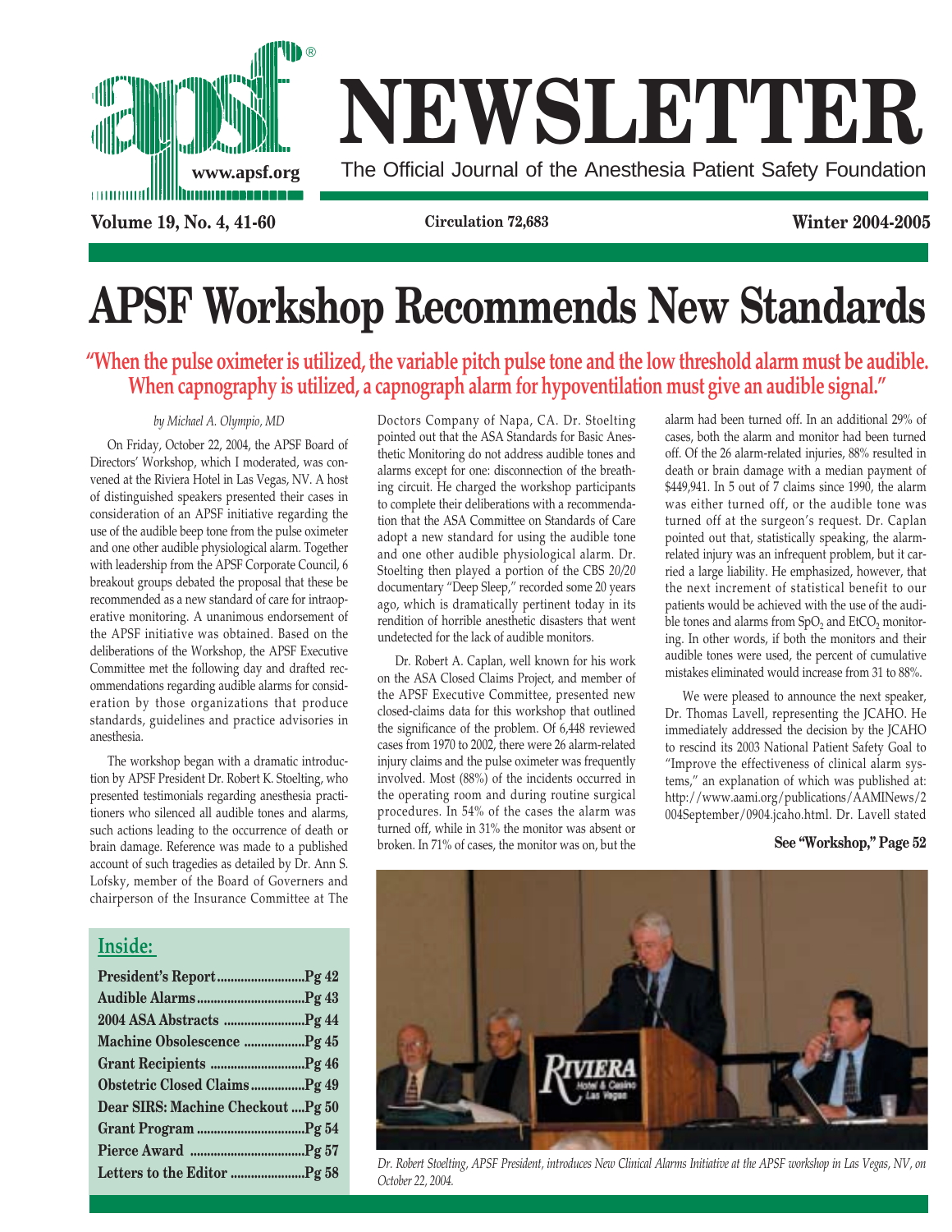# NEWSLETTER

The Official Journal of the Anesthesia Patient Safety Foundation

www.apsf.org

**Circulation 72,683**

# APSF Workshop Recommends New Standards

## "When the pulse oximeter is utilized, the variable pitch pulse tone and the low threshold alarm must be audible. When capnography is utilized, a capnograph alarm for hypoventilation must give an audible signal."

*by Michael A. Olympio, MD*

On Friday, October 22, 2004, the APSF Board of Directors' Workshop, which I moderated, was convened at the Riviera Hotel in Las Vegas, NV. A host of distinguished speakers presented their cases in consideration of an APSF initiative regarding the use of the audible beep tone from the pulse oximeter and one other audible physiological alarm. Together with leadership from the APSF Corporate Council, 6 breakout groups debated the proposal that these be recommended as a new standard of care for intraoperative monitoring. A unanimous endorsement of the APSF initiative was obtained. Based on the deliberations of the Workshop, the APSF Executive Committee met the following day and drafted recommendations regarding audible alarms for consideration by those organizations that produce standards, guidelines and practice advisories in anesthesia.

The workshop began with a dramatic introduction by APSF President Dr. Robert K. Stoelting, who presented testimonials regarding anesthesia practitioners who silenced all audible tones and alarms, such actions leading to the occurrence of death or brain damage. Reference was made to a published account of such tragedies as detailed by Dr. Ann S. Lofsky, member of the Board of Governers and chairperson of the Insurance Committee at The Doctors Company of Napa, CA. Dr. Stoelting pointed out that the ASA Standards for Basic Anesthetic Monitoring do not address audible tones and alarms except for one: disconnection of the breathing circuit. He charged the workshop participants to complete their deliberations with a recommendation that the ASA Committee on Standards of Care adopt a new standard for using the audible tone and one other audible physiological alarm. Dr. Stoelting then played a portion of the CBS *20/20* documentary "Deep Sleep," recorded some 20 years ago, which is dramatically pertinent today in its rendition of horrible anesthetic disasters that went undetected for the lack of audible monitors.

Dr. Robert A. Caplan, well known for his work on the ASA Closed Claims Project, and member of the APSF Executive Committee, presented new closed-claims data for this workshop that outlined the significance of the problem. Of 6,448 reviewed cases from 1970 to 2002, there were 26 alarm-related injury claims and the pulse oximeter was frequently involved. Most (88%) of the incidents occurred in the operating room and during routine surgical procedures. In 54% of the cases the alarm was turned off, while in 31% the monitor was absent or broken. In 71% of cases, the monitor was on, but the alarm had been turned off. In an additional 29% of cases, both the alarm and monitor had been turned off. Of the 26 alarm-related injuries, 88% resulted in death or brain damage with a median payment of $449,941. In 5 out of 7 claims since 1990, the alarm was either turned off, or the audible tone was turned off at the surgeon's request. Dr. Caplan pointed out that, statistically speaking, the alarm-related injury was an infrequent problem, but it carried a large liability. He emphasized, however, that the next increment of statistical benefit to our patients would be achieved with the use of the audible tones and alarms from $SpO_2$ and $EtCO_2$ monitoring. In other words, if both the monitors and their audible tones were used, the percent of cumulative mistakes eliminated would increase from 31 to 88%.

We were pleased to announce the next speaker, Dr. Thomas Lavell, representing the JCAHO. He immediately addressed the decision by the JCAHO to rescind its 2003 National Patient Safety Goal to "Improve the effectiveness of clinical alarm systems," an explanation of which was published at: http://www.aami.org/publications/AAMINews/2004September/0904.jcaho.html. Dr. Lavell stated

**See "Workshop," Page 52**

Dr. Robert Stoelting, APSF President, introduces New Clinical Alarms Initiative at the APSF workshop in Las Vegas, NV, on October 22, 2004.

## Inside:

- **President's Report** .......... Pg 42
- **Audible Alarms** .......... Pg 43
- **2004 ASA Abstracts** .......... Pg 44
- **Machine Obsolescence** .......... Pg 45
- **Grant Recipients** .......... Pg 46
- **Obstetric Closed Claims** .......... Pg 49
- **Dear SIRS: Machine Checkout** .......... Pg 50
- **Grant Program** .......... Pg 54
- **Pierce Award** .......... Pg 57
- **Letters to the Editor** .......... Pg 58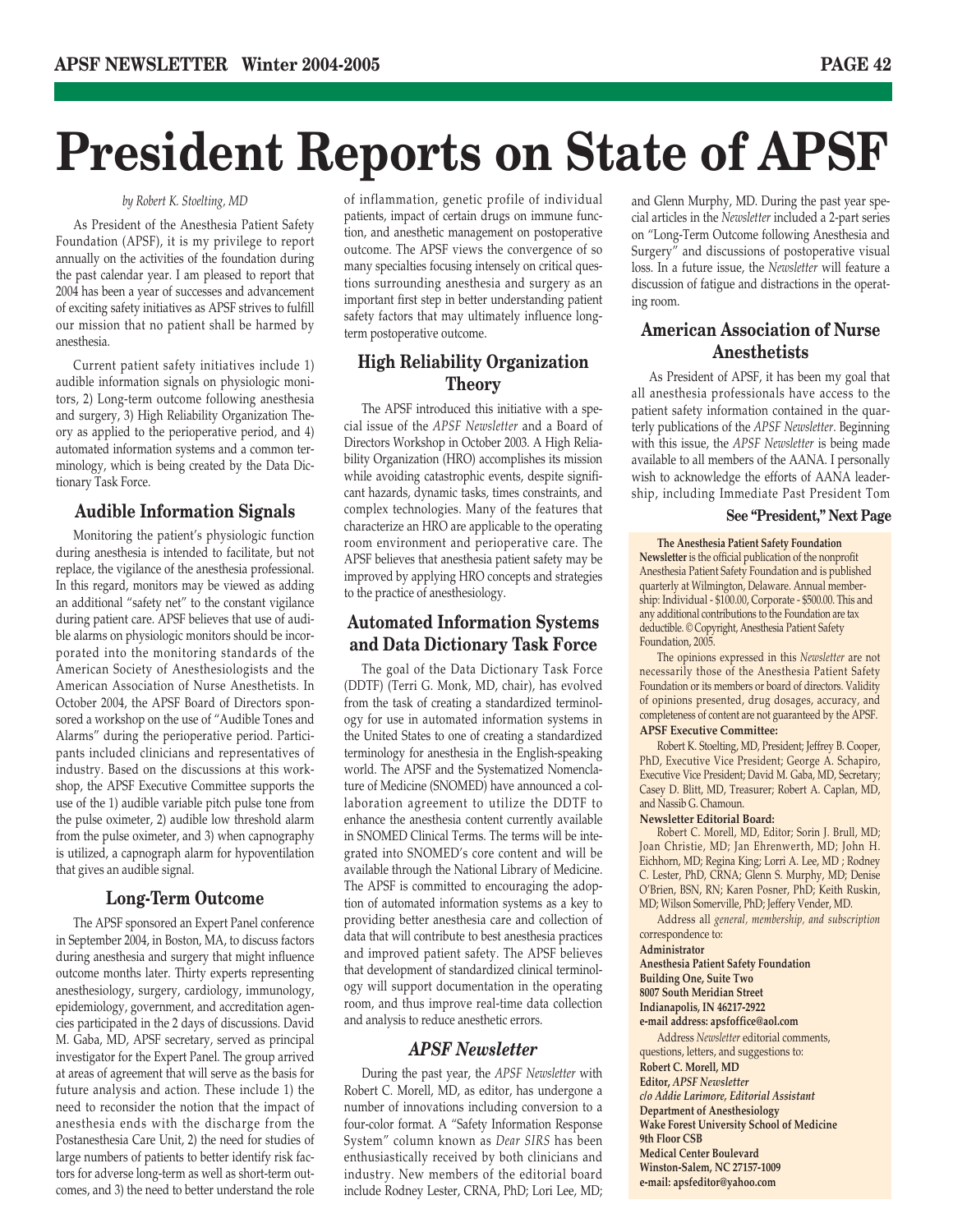# President Reports on State of APSF

*by Robert K. Stoelting, MD*

As President of the Anesthesia Patient Safety Foundation (APSF), it is my privilege to report annually on the activities of the foundation during the past calendar year. I am pleased to report that 2004 has been a year of successes and advancement of exciting safety initiatives as APSF strives to fulfill our mission that no patient shall be harmed by anesthesia.

Current patient safety initiatives include 1) audible information signals on physiologic monitors, 2) Long-term outcome following anesthesia and surgery, 3) High Reliability Organization Theory as applied to the perioperative period, and 4) automated information systems and a common terminology, which is being created by the Data Dictionary Task Force.

## Audible Information Signals

Monitoring the patient's physiologic function during anesthesia is intended to facilitate, but not replace, the vigilance of the anesthesia professional. In this regard, monitors may be viewed as adding an additional "safety net" to the constant vigilance during patient care. APSF believes that use of audible alarms on physiologic monitors should be incorporated into the monitoring standards of the American Society of Anesthesiologists and the American Association of Nurse Anesthetists. In October 2004, the APSF Board of Directors sponsored a workshop on the use of "Audible Tones and Alarms" during the perioperative period. Participants included clinicians and representatives of industry. Based on the discussions at this workshop, the APSF Executive Committee supports the use of the 1) audible variable pitch pulse tone from the pulse oximeter, 2) audible low threshold alarm from the pulse oximeter, and 3) when capnography is utilized, a capnograph alarm for hypoventilation that gives an audible signal.

## Long-Term Outcome

The APSF sponsored an Expert Panel conference in September 2004, in Boston, MA, to discuss factors during anesthesia and surgery that might influence outcome months later. Thirty experts representing anesthesiology, surgery, cardiology, immunology, epidemiology, government, and accreditation agencies participated in the 2 days of discussions. David M. Gaba, MD, APSF secretary, served as principal investigator for the Expert Panel. The group arrived at areas of agreement that will serve as the basis for future analysis and action. These include 1) the need to reconsider the notion that the impact of anesthesia ends with the discharge from the Postanesthesia Care Unit, 2) the need for studies of large numbers of patients to better identify risk factors for adverse long-term as well as short-term outcomes, and 3) the need to better understand the role of inflammation, genetic profile of individual patients, impact of certain drugs on immune function, and anesthetic management on postoperative outcome. The APSF views the convergence of so many specialties focusing intensely on critical questions surrounding anesthesia and surgery as an important first step in better understanding patient safety factors that may ultimately influence long-term postoperative outcome.

## High Reliability Organization Theory

The APSF introduced this initiative with a special issue of the *APSF Newsletter* and a Board of Directors Workshop in October 2003. A High Reliability Organization (HRO) accomplishes its mission while avoiding catastrophic events, despite significant hazards, dynamic tasks, times constraints, and complex technologies. Many of the features that characterize an HRO are applicable to the operating room environment and perioperative care. The APSF believes that anesthesia patient safety may be improved by applying HRO concepts and strategies to the practice of anesthesiology.

## Automated Information Systems and Data Dictionary Task Force

The goal of the Data Dictionary Task Force (DDTF) (Terri G. Monk, MD, chair), has evolved from the task of creating a standardized terminology for use in automated information systems in the United States to one of creating a standardized terminology for anesthesia in the English-speaking world. The APSF and the Systematized Nomenclature of Medicine (SNOMED) have announced a collaboration agreement to utilize the DDTF to enhance the anesthesia content currently available in SNOMED Clinical Terms. The terms will be integrated into SNOMED's core content and will be available through the National Library of Medicine. The APSF is committed to encouraging the adoption of automated information systems as a key to providing better anesthesia care and collection of data that will contribute to best anesthesia practices and improved patient safety. The APSF believes that development of standardized clinical terminology will support documentation in the operating room, and thus improve real-time data collection and analysis to reduce anesthetic errors.

## *APSF Newsletter*

During the past year, the *APSF Newsletter* with Robert C. Morell, MD, as editor, has undergone a number of innovations including conversion to a four-color format. A "Safety Information Response System" column known as *Dear SIRS* has been enthusiastically received by both clinicians and industry. New members of the editorial board include Rodney Lester, CRNA, PhD; Lori Lee, MD; and Glenn Murphy, MD. During the past year special articles in the *Newsletter* included a 2-part series on "Long-Term Outcome following Anesthesia and Surgery" and discussions of postoperative visual loss. In a future issue, the *Newsletter* will feature a discussion of fatigue and distractions in the operating room.

## American Association of Nurse Anesthetists

As President of APSF, it has been my goal that all anesthesia professionals have access to the patient safety information contained in the quarterly publications of the *APSF Newsletter*. Beginning with this issue, the *APSF Newsletter* is being made available to all members of the AANA. I personally wish to acknowledge the efforts of AANA leadership, including Immediate Past President Tom

**See "President," Next Page**

---

**The Anesthesia Patient Safety Foundation Newsletter** is the official publication of the nonprofit Anesthesia Patient Safety Foundation and is published quarterly at Wilmington, Delaware. Annual membership: Individual - $100.00, Corporate - $500.00. This and any additional contributions to the Foundation are tax deductible. © Copyright, Anesthesia Patient Safety Foundation, 2005.

The opinions expressed in this *Newsletter* are not necessarily those of the Anesthesia Patient Safety Foundation or its members or board of directors. Validity of opinions presented, drug dosages, accuracy, and completeness of content are not guaranteed by the APSF.

**APSF Executive Committee:**

Robert K. Stoelting, MD, President; Jeffrey B. Cooper, PhD, Executive Vice President; George A. Schapiro, Executive Vice President; David M. Gaba, MD, Secretary; Casey D. Blitt, MD, Treasurer; Robert A. Caplan, MD, and Nassib G. Chamoun.

**Newsletter Editorial Board:**

Robert C. Morell, MD, Editor; Sorin J. Brull, MD; Joan Christie, MD; Jan Ehrenwerth, MD; John H. Eichhorn, MD; Regina King; Lorri A. Lee, MD; Rodney C. Lester, PhD, CRNA; Glenn S. Murphy, MD; Denise O'Brien, BSN, RN; Karen Posner, PhD; Keith Ruskin, MD; Wilson Somerville, PhD; Jeffery Vender, MD.

Address all *general, membership, and subscription* correspondence to:

**Administrator**
**Anesthesia Patient Safety Foundation**
**Building One, Suite Two**
**8007 South Meridian Street**
**Indianapolis, IN 46217-2922**
**e-mail address: apsfoffice@aol.com**

Address *Newsletter* editorial comments, questions, letters, and suggestions to:

**Robert C. Morell, MD**
***Editor, APSF Newsletter***
***c/o Addie Larimore, Editorial Assistant***
**Department of Anesthesiology**
**Wake Forest University School of Medicine**
**9th Floor CSB**
**Medical Center Boulevard**
**Winston-Salem, NC 27157-1009**
**e-mail: apsfeditor@yahoo.com**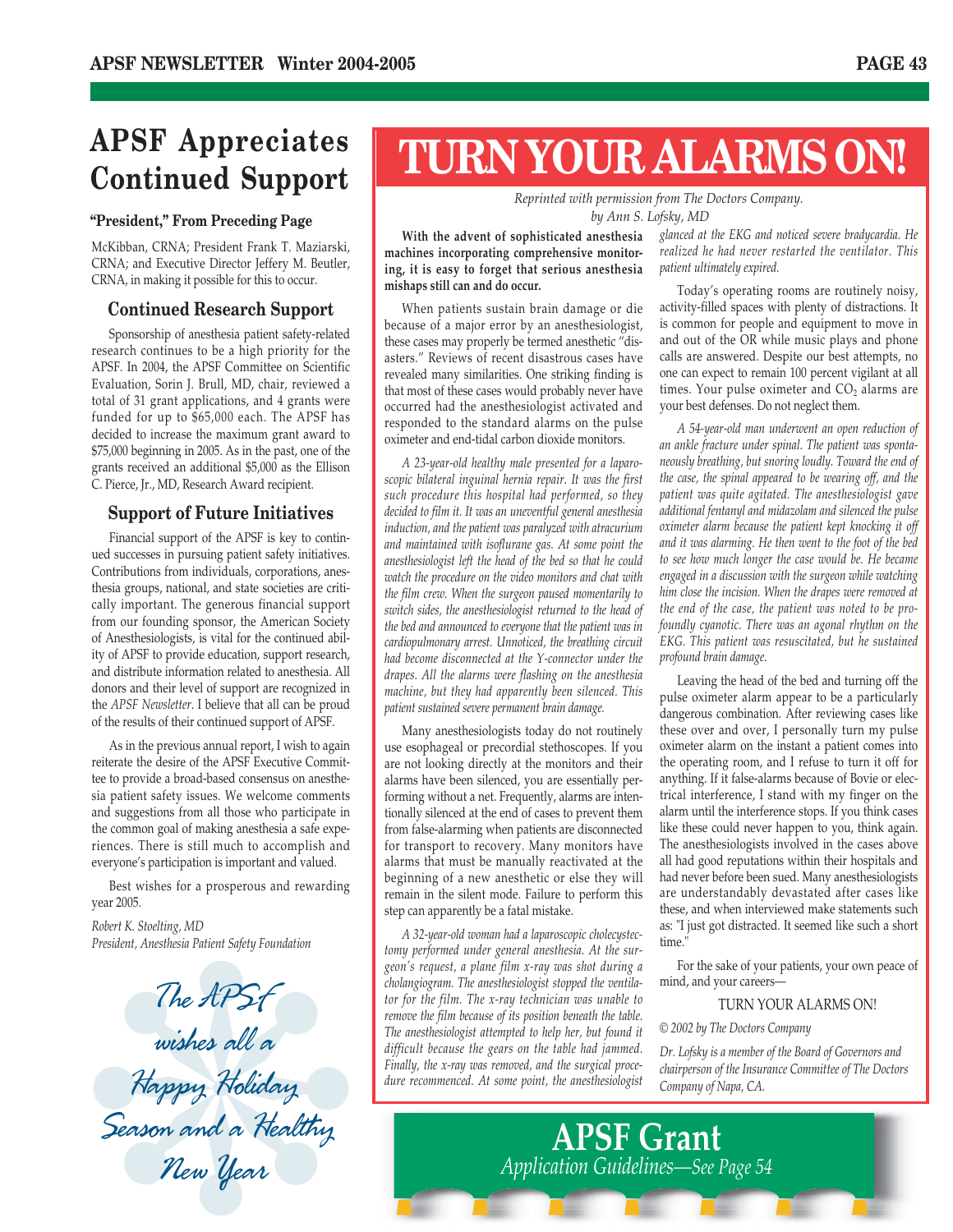# APSF Appreciates Continued Support

**"President," From Preceding Page**

McKibban, CRNA; President Frank T. Maziarski, CRNA; and Executive Director Jeffery M. Beutler, CRNA, in making it possible for this to occur.

## Continued Research Support

Sponsorship of anesthesia patient safety-related research continues to be a high priority for the APSF. In 2004, the APSF Committee on Scientific Evaluation, Sorin J. Brull, MD, chair, reviewed a total of 31 grant applications, and 4 grants were funded for up to $65,000 each. The APSF has decided to increase the maximum grant award to $75,000 beginning in 2005. As in the past, one of the grants received an additional $5,000 as the Ellison C. Pierce, Jr., MD, Research Award recipient.

## Support of Future Initiatives

Financial support of the APSF is key to continued successes in pursuing patient safety initiatives. Contributions from individuals, corporations, anesthesia groups, national, and state societies are critically important. The generous financial support from our founding sponsor, the American Society of Anesthesiologists, is vital for the continued ability of APSF to provide education, support research, and distribute information related to anesthesia. All donors and their level of support are recognized in the *APSF Newsletter*. I believe that all can be proud of the results of their continued support of APSF.

As in the previous annual report, I wish to again reiterate the desire of the APSF Executive Committee to provide a broad-based consensus on anesthesia patient safety issues. We welcome comments and suggestions from all those who participate in the common goal of making anesthesia a safe experiences. There is still much to accomplish and everyone's participation is important and valued.

Best wishes for a prosperous and rewarding year 2005.

*Robert K. Stoelting, MD*
*President, Anesthesia Patient Safety Foundation*

*The APSF wishes all a Happy Holiday Season and a Healthy New Year*

# TURN YOUR ALARMS ON!

*Reprinted with permission from The Doctors Company.*
*by Ann S. Lofsky, MD*

**With the advent of sophisticated anesthesia machines incorporating comprehensive monitoring, it is easy to forget that serious anesthesia mishaps still can and do occur.**

When patients sustain brain damage or die because of a major error by an anesthesiologist, these cases may properly be termed anesthetic "disasters." Reviews of recent disastrous cases have revealed many similarities. One striking finding is that most of these cases would probably never have occurred had the anesthesiologist activated and responded to the standard alarms on the pulse oximeter and end-tidal carbon dioxide monitors.

*A 23-year-old healthy male presented for a laparoscopic bilateral inguinal hernia repair. It was the first such procedure this hospital had performed, so they decided to film it. It was an uneventful general anesthesia induction, and the patient was paralyzed with atracurium and maintained with isoflurane gas. At some point the anesthesiologist left the head of the bed so that he could watch the procedure on the video monitors and chat with the film crew. When the surgeon paused momentarily to switch sides, the anesthesiologist returned to the head of the bed and announced to everyone that the patient was in cardiopulmonary arrest. Unnoticed, the breathing circuit had become disconnected at the Y-connector under the drapes. All the alarms were flashing on the anesthesia machine, but they had apparently been silenced. This patient sustained severe permanent brain damage.*

Many anesthesiologists today do not routinely use esophageal or precordial stethoscopes. If you are not looking directly at the monitors and their alarms have been silenced, you are essentially performing without a net. Frequently, alarms are intentionally silenced at the end of cases to prevent them from false-alarming when patients are disconnected for transport to recovery. Many monitors have alarms that must be manually reactivated at the beginning of a new anesthetic or else they will remain in the silent mode. Failure to perform this step can apparently be a fatal mistake.

*A 32-year-old woman had a laparoscopic cholecystectomy performed under general anesthesia. At the surgeon's request, a plane film x-ray was shot during a cholangiogram. The anesthesiologist stopped the ventilator for the film. The x-ray technician was unable to remove the film because of its position beneath the table. The anesthesiologist attempted to help her, but found it difficult because the gears on the table had jammed. Finally, the x-ray was removed, and the surgical procedure recommenced. At some point, the anesthesiologist glanced at the EKG and noticed severe bradycardia. He realized he had never restarted the ventilator. This patient ultimately expired.*

Today's operating rooms are routinely noisy, activity-filled spaces with plenty of distractions. It is common for people and equipment to move in and out of the OR while music plays and phone calls are answered. Despite our best attempts, no one can expect to remain 100 percent vigilant at all times. Your pulse oximeter and $CO_2$ alarms are your best defenses. Do not neglect them.

*A 54-year-old man underwent an open reduction of an ankle fracture under spinal. The patient was spontaneously breathing, but snoring loudly. Toward the end of the case, the spinal appeared to be wearing off, and the patient was quite agitated. The anesthesiologist gave additional fentanyl and midazolam and silenced the pulse oximeter alarm because the patient kept knocking it off and it was alarming. He then went to the foot of the bed to see how much longer the case would be. He became engaged in a discussion with the surgeon while watching him close the incision. When the drapes were removed at the end of the case, the patient was noted to be profoundly cyanotic. There was an agonal rhythm on the EKG. This patient was resuscitated, but he sustained profound brain damage.*

Leaving the head of the bed and turning off the pulse oximeter alarm appear to be a particularly dangerous combination. After reviewing cases like these over and over, I personally turn my pulse oximeter alarm on the instant a patient comes into the operating room, and I refuse to turn it off for anything. If it false-alarms because of Bovie or electrical interference, I stand with my finger on the alarm until the interference stops. If you think cases like these could never happen to you, think again. The anesthesiologists involved in the cases above all had good reputations within their hospitals and had never before been sued. Many anesthesiologists are understandably devastated after cases like these, and when interviewed make statements such as: "I just got distracted. It seemed like such a short time."

For the sake of your patients, your own peace of mind, and your careers—

TURN YOUR ALARMS ON!

*© 2002 by The Doctors Company*

*Dr. Lofsky is a member of the Board of Governors and chairperson of the Insurance Committee of The Doctors Company of Napa, CA.*

**APSF Grant**
*Application Guidelines—See Page 54*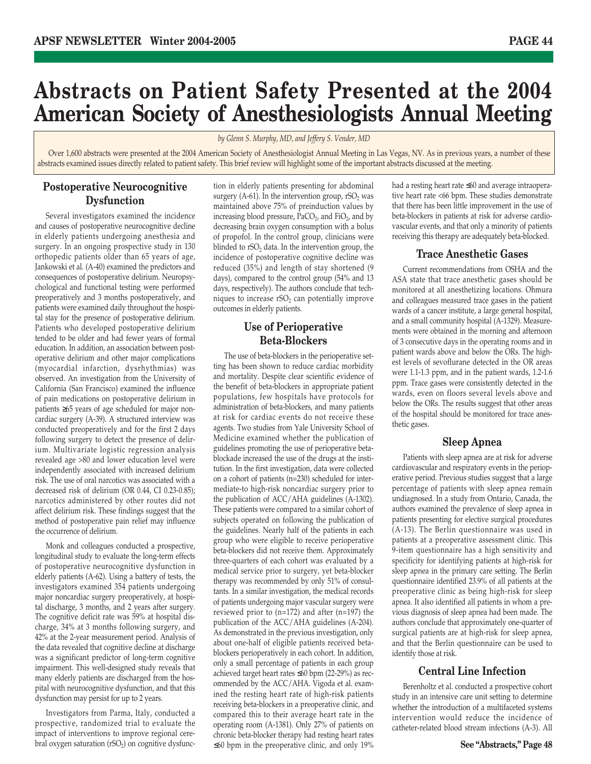# Abstracts on Patient Safety Presented at the 2004 American Society of Anesthesiologists Annual Meeting

*by Glenn S. Murphy, MD, and Jeffery S. Vender, MD*

Over 1,600 abstracts were presented at the 2004 American Society of Anesthesiologist Annual Meeting in Las Vegas, NV. As in previous years, a number of these abstracts examined issues directly related to patient safety. This brief review will highlight some of the important abstracts discussed at the meeting.

## Postoperative Neurocognitive Dysfunction

Several investigators examined the incidence and causes of postoperative neurocognitive decline in elderly patients undergoing anesthesia and surgery. In an ongoing prospective study in 130 orthopedic patients older than 65 years of age, Jankowski et al. (A-40) examined the predictors and consequences of postoperative delirium. Neuropsychological and functional testing were performed preoperatively and 3 months postoperatively, and patients were examined daily throughout the hospital stay for the presence of postoperative delirium. Patients who developed postoperative delirium tended to be older and had fewer years of formal education. In addition, an association between postoperative delirium and other major complications (myocardial infarction, dysrhythmias) was observed. An investigation from the University of California (San Francisco) examined the influence of pain medications on postoperative delirium in patients ≥65 years of age scheduled for major noncardiac surgery (A-39). A structured interview was conducted preoperatively and for the first 2 days following surgery to detect the presence of delirium. Multivariate logistic regression analysis revealed age >80 and lower education level were independently associated with increased delirium risk. The use of oral narcotics was associated with a decreased risk of delirium (OR 0.44, CI 0.23-0.85); narcotics administered by other routes did not affect delirium risk. These findings suggest that the method of postoperative pain relief may influence the occurrence of delirium.

Monk and colleagues conducted a prospective, longitudinal study to evaluate the long-term effects of postoperative neurocognitive dysfunction in elderly patients (A-62). Using a battery of tests, the investigators examined 354 patients undergoing major noncardiac surgery preoperatively, at hospital discharge, 3 months, and 2 years after surgery. The cognitive deficit rate was 59% at hospital discharge, 34% at 3 months following surgery, and 42% at the 2-year measurement period. Analysis of the data revealed that cognitive decline at discharge was a significant predictor of long-term cognitive impairment. This well-designed study reveals that many elderly patients are discharged from the hospital with neurocognitive dysfunction, and that this dysfunction may persist for up to 2 years.

Investigators from Parma, Italy, conducted a prospective, randomized trial to evaluate the impact of interventions to improve regional cerebral oxygen saturation ($rSO_2$) on cognitive dysfunction in elderly patients presenting for abdominal surgery (A-61). In the intervention group, $rSO_2$ was maintained above 75% of preinduction values by increasing blood pressure, $PaCO_2$, and $FiO_2$, and by decreasing brain oxygen consumption with a bolus of propofol. In the control group, clinicians were blinded to $rSO_2$ data. In the intervention group, the incidence of postoperative cognitive decline was reduced (35%) and length of stay shortened (9 days), compared to the control group (54% and 13 days, respectively). The authors conclude that techniques to increase $rSO_2$ can potentially improve outcomes in elderly patients.

## Use of Perioperative Beta-Blockers

The use of beta-blockers in the perioperative setting has been shown to reduce cardiac morbidity and mortality. Despite clear scientific evidence of the benefit of beta-blockers in appropriate patient populations, few hospitals have protocols for administration of beta-blockers, and many patients at risk for cardiac events do not receive these agents. Two studies from Yale University School of Medicine examined whether the publication of guidelines promoting the use of perioperative beta-blockade increased the use of the drugs at the institution. In the first investigation, data were collected on a cohort of patients (n=230) scheduled for intermediate-to high-risk noncardiac surgery prior to the publication of ACC/AHA guidelines (A-1302). These patients were compared to a similar cohort of subjects operated on following the publication of the guidelines. Nearly half of the patients in each group who were eligible to receive perioperative beta-blockers did not receive them. Approximately three-quarters of each cohort was evaluated by a medical service prior to surgery, yet beta-blocker therapy was recommended by only 51% of consultants. In a similar investigation, the medical records of patients undergoing major vascular surgery were reviewed prior to (n=172) and after (n=197) the publication of the ACC/AHA guidelines (A-204). As demonstrated in the previous investigation, only about one-half of eligible patients received beta-blockers perioperatively in each cohort. In addition, only a small percentage of patients in each group achieved target heart rates ≤60 bpm (22-29%) as recommended by the ACC/AHA. Vigoda et al. examined the resting heart rate of high-risk patients receiving beta-blockers in a preoperative clinic, and compared this to their average heart rate in the operating room (A-1381). Only 27% of patients on chronic beta-blocker therapy had resting heart rates ≤60 bpm in the preoperative clinic, and only 19% had a resting heart rate ≤60 and average intraoperative heart rate <66 bpm. These studies demonstrate that there has been little improvement in the use of beta-blockers in patients at risk for adverse cardiovascular events, and that only a minority of patients receiving this therapy are adequately beta-blocked.

## Trace Anesthetic Gases

Current recommendations from OSHA and the ASA state that trace anesthetic gases should be monitored at all anesthetizing locations. Ohmura and colleagues measured trace gases in the patient wards of a cancer institute, a large general hospital, and a small community hospital (A-1329). Measurements were obtained in the morning and afternoon of 3 consecutive days in the operating rooms and in patient wards above and below the ORs. The highest levels of sevoflurane detected in the OR areas were 1.1-1.3 ppm, and in the patient wards, 1.2-1.6 ppm. Trace gases were consistently detected in the wards, even on floors several levels above and below the ORs. The results suggest that other areas of the hospital should be monitored for trace anesthetic gases.

## Sleep Apnea

Patients with sleep apnea are at risk for adverse cardiovascular and respiratory events in the perioperative period. Previous studies suggest that a large percentage of patients with sleep apnea remain undiagnosed. In a study from Ontario, Canada, the authors examined the prevalence of sleep apnea in patients presenting for elective surgical procedures (A-13). The Berlin questionnaire was used in patients at a preoperative assessment clinic. This 9-item questionnaire has a high sensitivity and specificity for identifying patients at high-risk for sleep apnea in the primary care setting. The Berlin questionnaire identified 23.9% of all patients at the preoperative clinic as being high-risk for sleep apnea. It also identified all patients in whom a previous diagnosis of sleep apnea had been made. The authors conclude that approximately one-quarter of surgical patients are at high-risk for sleep apnea, and that the Berlin questionnaire can be used to identify those at risk.

## Central Line Infection

Berenholtz et al. conducted a prospective cohort study in an intensive care unit setting to determine whether the introduction of a multifaceted systems intervention would reduce the incidence of catheter-related blood stream infections (A-3). All

See "Abstracts," Page 48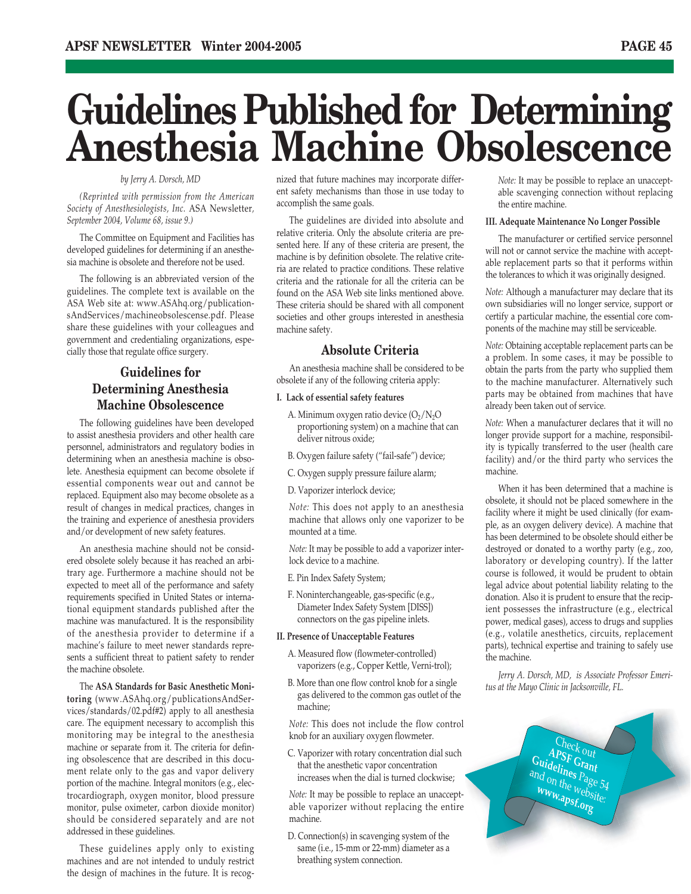# Guidelines Published for Determining Anesthesia Machine Obsolescence

*by Jerry A. Dorsch, MD*

*(Reprinted with permission from the American Society of Anesthesiologists, Inc.* ASA Newsletter, *September 2004, Volume 68, issue 9.)*

The Committee on Equipment and Facilities has developed guidelines for determining if an anesthesia machine is obsolete and therefore not be used.

The following is an abbreviated version of the guidelines. The complete text is available on the ASA Web site at: www.ASAhq.org/publicationsAndServices/machineobsolescense.pdf. Please share these guidelines with your colleagues and government and credentialing organizations, especially those that regulate office surgery.

## Guidelines for Determining Anesthesia Machine Obsolescence

The following guidelines have been developed to assist anesthesia providers and other health care personnel, administrators and regulatory bodies in determining when an anesthesia machine is obsolete. Anesthesia equipment can become obsolete if essential components wear out and cannot be replaced. Equipment also may become obsolete as a result of changes in medical practices, changes in the training and experience of anesthesia providers and/or development of new safety features.

An anesthesia machine should not be considered obsolete solely because it has reached an arbitrary age. Furthermore a machine should not be expected to meet all of the performance and safety requirements specified in United States or international equipment standards published after the machine was manufactured. It is the responsibility of the anesthesia provider to determine if a machine's failure to meet newer standards represents a sufficient threat to patient safety to render the machine obsolete.

The **ASA Standards for Basic Anesthetic Monitoring** (www.ASAhq.org/publicationsAndServices/standards/02.pdf#2) apply to all anesthesia care. The equipment necessary to accomplish this monitoring may be integral to the anesthesia machine or separate from it. The criteria for defining obsolescence that are described in this document relate only to the gas and vapor delivery portion of the machine. Integral monitors (e.g., electrocardiograph, oxygen monitor, blood pressure monitor, pulse oximeter, carbon dioxide monitor) should be considered separately and are not addressed in these guidelines.

These guidelines apply only to existing machines and are not intended to unduly restrict the design of machines in the future. It is recognized that future machines may incorporate different safety mechanisms than those in use today to accomplish the same goals.

The guidelines are divided into absolute and relative criteria. Only the absolute criteria are presented here. If any of these criteria are present, the machine is by definition obsolete. The relative criteria are related to practice conditions. These relative criteria and the rationale for all the criteria can be found on the ASA Web site links mentioned above. These criteria should be shared with all component societies and other groups interested in anesthesia machine safety.

## Absolute Criteria

An anesthesia machine shall be considered to be obsolete if any of the following criteria apply:

**I. Lack of essential safety features**

A. Minimum oxygen ratio device ($O_2/N_2O$ proportioning system) on a machine that can deliver nitrous oxide;

B. Oxygen failure safety ("fail-safe") device;

C. Oxygen supply pressure failure alarm;

D. Vaporizer interlock device;

*Note:* This does not apply to an anesthesia machine that allows only one vaporizer to be mounted at a time.

*Note:* It may be possible to add a vaporizer interlock device to a machine.

E. Pin Index Safety System;

F. Noninterchangeable, gas-specific (e.g., Diameter Index Safety System [DISS]) connectors on the gas pipeline inlets.

**II. Presence of Unacceptable Features**

A. Measured flow (flowmeter-controlled) vaporizers (e.g., Copper Kettle, Verni-trol);

B. More than one flow control knob for a single gas delivered to the common gas outlet of the machine;

*Note:* This does not include the flow control knob for an auxiliary oxygen flowmeter.

C. Vaporizer with rotary concentration dial such that the anesthetic vapor concentration increases when the dial is turned clockwise;

*Note:* It may be possible to replace an unacceptable vaporizer without replacing the entire machine.

D. Connection(s) in scavenging system of the same (i.e., 15-mm or 22-mm) diameter as a breathing system connection.

*Note:* It may be possible to replace an unacceptable scavenging connection without replacing the entire machine.

**III. Adequate Maintenance No Longer Possible**

The manufacturer or certified service personnel will not or cannot service the machine with acceptable replacement parts so that it performs within the tolerances to which it was originally designed.

*Note:* Although a manufacturer may declare that its own subsidiaries will no longer service, support or certify a particular machine, the essential core components of the machine may still be serviceable.

*Note:* Obtaining acceptable replacement parts can be a problem. In some cases, it may be possible to obtain the parts from the party who supplied them to the machine manufacturer. Alternatively such parts may be obtained from machines that have already been taken out of service.

*Note:* When a manufacturer declares that it will no longer provide support for a machine, responsibility is typically transferred to the user (health care facility) and/or the third party who services the machine.

When it has been determined that a machine is obsolete, it should not be placed somewhere in the facility where it might be used clinically (for example, as an oxygen delivery device). A machine that has been determined to be obsolete should either be destroyed or donated to a worthy party (e.g., zoo, laboratory or developing country). If the latter course is followed, it would be prudent to obtain legal advice about potential liability relating to the donation. Also it is prudent to ensure that the recipient possesses the infrastructure (e.g., electrical power, medical gases), access to drugs and supplies (e.g., volatile anesthetics, circuits, replacement parts), technical expertise and training to safely use the machine.

*Jerry A. Dorsch, MD, is Associate Professor Emeritus at the Mayo Clinic in Jacksonville, FL.*

Check out **APSF Grant Guidelines** Page 54 and on the website: **www.apsf.org**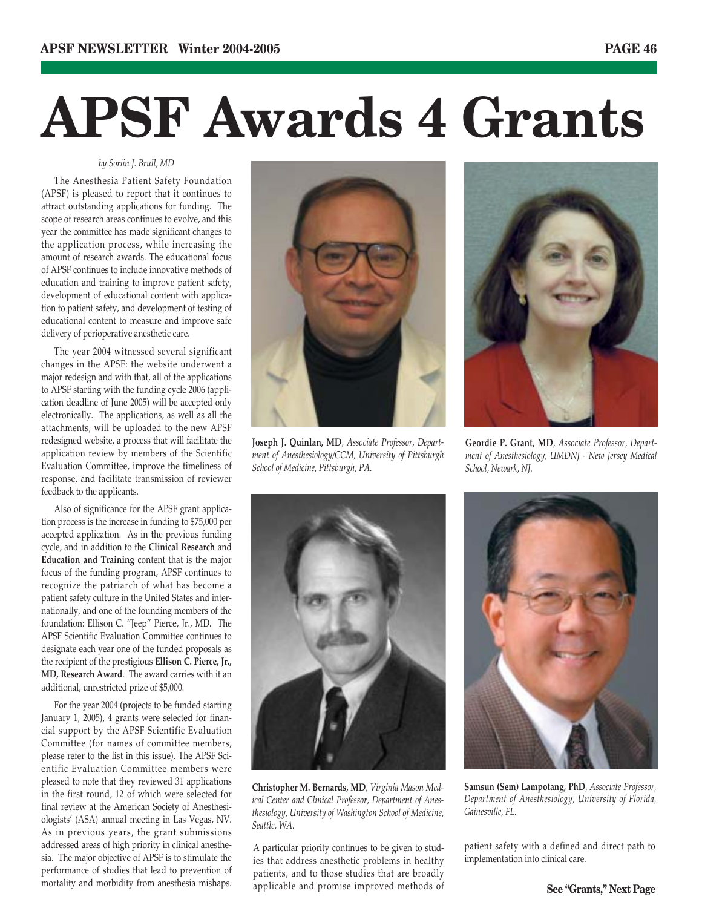# APSF Awards 4 Grants

*by Soriin J. Brull, MD*

The Anesthesia Patient Safety Foundation (APSF) is pleased to report that it continues to attract outstanding applications for funding. The scope of research areas continues to evolve, and this year the committee has made significant changes to the application process, while increasing the amount of research awards. The educational focus of APSF continues to include innovative methods of education and training to improve patient safety, development of educational content with application to patient safety, and development of testing of educational content to measure and improve safe delivery of perioperative anesthetic care.

The year 2004 witnessed several significant changes in the APSF: the website underwent a major redesign and with that, all of the applications to APSF starting with the funding cycle 2006 (application deadline of June 2005) will be accepted only electronically. The applications, as well as all the attachments, will be uploaded to the new APSF redesigned website, a process that will facilitate the application review by members of the Scientific Evaluation Committee, improve the timeliness of response, and facilitate transmission of reviewer feedback to the applicants.

Also of significance for the APSF grant application process is the increase in funding to $75,000 per accepted application. As in the previous funding cycle, and in addition to the **Clinical Research** and **Education and Training** content that is the major focus of the funding program, APSF continues to recognize the patriarch of what has become a patient safety culture in the United States and internationally, and one of the founding members of the foundation: Ellison C. "Jeep" Pierce, Jr., MD. The APSF Scientific Evaluation Committee continues to designate each year one of the funded proposals as the recipient of the prestigious **Ellison C. Pierce, Jr., MD, Research Award**. The award carries with it an additional, unrestricted prize of $5,000.

For the year 2004 (projects to be funded starting January 1, 2005), 4 grants were selected for financial support by the APSF Scientific Evaluation Committee (for names of committee members, please refer to the list in this issue). The APSF Scientific Evaluation Committee members were pleased to note that they reviewed 31 applications in the first round, 12 of which were selected for final review at the American Society of Anesthesiologists' (ASA) annual meeting in Las Vegas, NV. As in previous years, the grant submissions addressed areas of high priority in clinical anesthesia. The major objective of APSF is to stimulate the performance of studies that lead to prevention of mortality and morbidity from anesthesia mishaps. A particular priority continues to be given to studies that address anesthetic problems in healthy patients, and to those studies that are broadly applicable and promise improved methods of patient safety with a defined and direct path to implementation into clinical care.

**Joseph J. Quinlan, MD**, *Associate Professor, Department of Anesthesiology/CCM, University of Pittsburgh School of Medicine, Pittsburgh, PA.*

**Geordie P. Grant, MD**, *Associate Professor, Department of Anesthesiology, UMDNJ - New Jersey Medical School, Newark, NJ.*

**Christopher M. Bernards, MD**, *Virginia Mason Medical Center and Clinical Professor, Department of Anesthesiology, University of Washington School of Medicine, Seattle, WA.*

**Samsun (Sem) Lampotang, PhD**, *Associate Professor, Department of Anesthesiology, University of Florida, Gainesville, FL.*

**See "Grants," Next Page**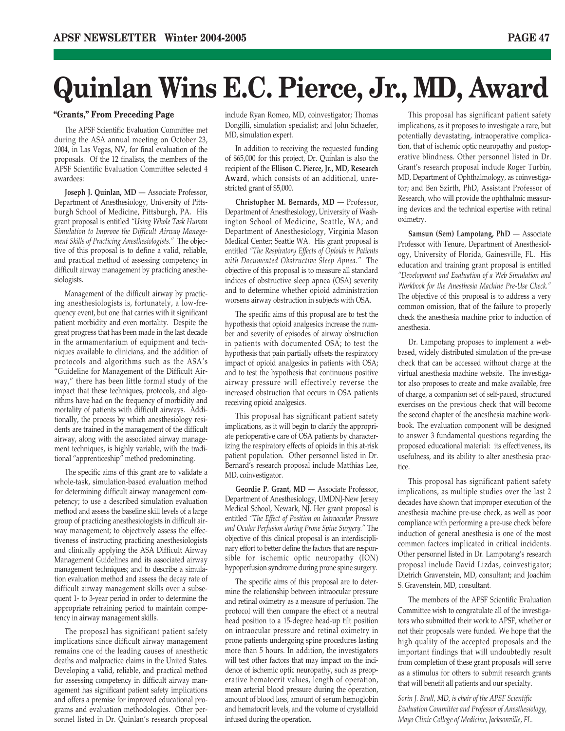# Quinlan Wins E.C. Pierce, Jr., MD, Award

**"Grants," From Preceding Page**

The APSF Scientific Evaluation Committee met during the ASA annual meeting on October 23, 2004, in Las Vegas, NV, for final evaluation of the proposals. Of the 12 finalists, the members of the APSF Scientific Evaluation Committee selected 4 awardees:

**Joseph J. Quinlan, MD** — Associate Professor, Department of Anesthesiology, University of Pittsburgh School of Medicine, Pittsburgh, PA. His grant proposal is entitled *"Using Whole Task Human Simulation to Improve the Difficult Airway Management Skills of Practicing Anesthesiologists."* The objective of this proposal is to define a valid, reliable, and practical method of assessing competency in difficult airway management by practicing anesthesiologists.

Management of the difficult airway by practicing anesthesiologists is, fortunately, a low-frequency event, but one that carries with it significant patient morbidity and even mortality. Despite the great progress that has been made in the last decade in the armamentarium of equipment and techniques available to clinicians, and the addition of protocols and algorithms such as the ASA's "Guideline for Management of the Difficult Airway," there has been little formal study of the impact that these techniques, protocols, and algorithms have had on the frequency of morbidity and mortality of patients with difficult airways. Additionally, the process by which anesthesiology residents are trained in the management of the difficult airway, along with the associated airway management techniques, is highly variable, with the traditional "apprenticeship" method predominating.

The specific aims of this grant are to validate a whole-task, simulation-based evaluation method for determining difficult airway management competency; to use a described simulation evaluation method and assess the baseline skill levels of a large group of practicing anesthesiologists in difficult airway management; to objectively assess the effectiveness of instructing practicing anesthesiologists and clinically applying the ASA Difficult Airway Management Guidelines and its associated airway management techniques; and to describe a simulation evaluation method and assess the decay rate of difficult airway management skills over a subsequent 1- to 3-year period in order to determine the appropriate retraining period to maintain competency in airway management skills.

The proposal has significant patient safety implications since difficult airway management remains one of the leading causes of anesthetic deaths and malpractice claims in the United States. Developing a valid, reliable, and practical method for assessing competency in difficult airway management has significant patient safety implications and offers a premise for improved educational programs and evaluation methodologies. Other personnel listed in Dr. Quinlan's research proposal include Ryan Romeo, MD, coinvestigator; Thomas Dongilli, simulation specialist; and John Schaefer, MD, simulation expert.

In addition to receiving the requested funding of $65,000 for this project, Dr. Quinlan is also the recipient of the **Ellison C. Pierce, Jr., MD, Research Award**, which consists of an additional, unrestricted grant of $5,000.

**Christopher M. Bernards, MD** — Professor, Department of Anesthesiology, University of Washington School of Medicine, Seattle, WA; and Department of Anesthesiology, Virginia Mason Medical Center; Seattle WA. His grant proposal is entitled *"The Respiratory Effects of Opioids in Patients with Documented Obstructive Sleep Apnea."* The objective of this proposal is to measure all standard indices of obstructive sleep apnea (OSA) severity and to determine whether opioid administration worsens airway obstruction in subjects with OSA.

The specific aims of this proposal are to test the hypothesis that opioid analgesics increase the number and severity of episodes of airway obstruction in patients with documented OSA; to test the hypothesis that pain partially offsets the respiratory impact of opioid analgesics in patients with OSA; and to test the hypothesis that continuous positive airway pressure will effectively reverse the increased obstruction that occurs in OSA patients receiving opioid analgesics.

This proposal has significant patient safety implications, as it will begin to clarify the appropriate perioperative care of OSA patients by characterizing the respiratory effects of opioids in this at-risk patient population. Other personnel listed in Dr. Bernard's research proposal include Matthias Lee, MD, coinvestigator.

**Geordie P. Grant, MD** — Associate Professor, Department of Anesthesiology, UMDNJ-New Jersey Medical School, Newark, NJ. Her grant proposal is entitled *"The Effect of Position on Intraocular Pressure and Ocular Perfusion during Prone Spine Surgery."* The objective of this clinical proposal is an interdisciplinary effort to better define the factors that are responsible for ischemic optic neuropathy (ION) hypoperfusion syndrome during prone spine surgery.

The specific aims of this proposal are to determine the relationship between intraocular pressure and retinal oximetry as a measure of perfusion. The protocol will then compare the effect of a neutral head position to a 15-degree head-up tilt position on intraocular pressure and retinal oximetry in prone patients undergoing spine procedures lasting more than 5 hours. In addition, the investigators will test other factors that may impact on the incidence of ischemic optic neuropathy, such as preoperative hematocrit values, length of operation, mean arterial blood pressure during the operation, amount of blood loss, amount of serum hemoglobin and hematocrit levels, and the volume of crystalloid infused during the operation.

This proposal has significant patient safety implications, as it proposes to investigate a rare, but potentially devastating, intraoperative complication, that of ischemic optic neuropathy and postoperative blindness. Other personnel listed in Dr. Grant's research proposal include Roger Turbin, MD, Department of Ophthalmology, as coinvestigator; and Ben Szirth, PhD, Assistant Professor of Research, who will provide the ophthalmic measuring devices and the technical expertise with retinal oximetry.

**Samsun (Sem) Lampotang, PhD** — Associate Professor with Tenure, Department of Anesthesiology, University of Florida, Gainesville, FL. His education and training grant proposal is entitled *"Development and Evaluation of a Web Simulation and Workbook for the Anesthesia Machine Pre-Use Check."* The objective of this proposal is to address a very common omission, that of the failure to properly check the anesthesia machine prior to induction of anesthesia.

Dr. Lampotang proposes to implement a web-based, widely distributed simulation of the pre-use check that can be accessed without charge at the virtual anesthesia machine website. The investigator also proposes to create and make available, free of charge, a companion set of self-paced, structured exercises on the previous check that will become the second chapter of the anesthesia machine workbook. The evaluation component will be designed to answer 3 fundamental questions regarding the proposed educational material: its effectiveness, its usefulness, and its ability to alter anesthesia practice.

This proposal has significant patient safety implications, as multiple studies over the last 2 decades have shown that improper execution of the anesthesia machine pre-use check, as well as poor compliance with performing a pre-use check before induction of general anesthesia is one of the most common factors implicated in critical incidents. Other personnel listed in Dr. Lampotang's research proposal include David Lizdas, coinvestigator; Dietrich Gravenstein, MD, consultant; and Joachim S. Gravenstein, MD, consultant.

The members of the APSF Scientific Evaluation Committee wish to congratulate all of the investigators who submitted their work to APSF, whether or not their proposals were funded. We hope that the high quality of the accepted proposals and the important findings that will undoubtedly result from completion of these grant proposals will serve as a stimulus for others to submit research grants that will benefit all patients and our specialty.

*Sorin J. Brull, MD, is chair of the APSF Scientific Evaluation Committee and Professor of Anesthesiology, Mayo Clinic College of Medicine, Jacksonville, FL.*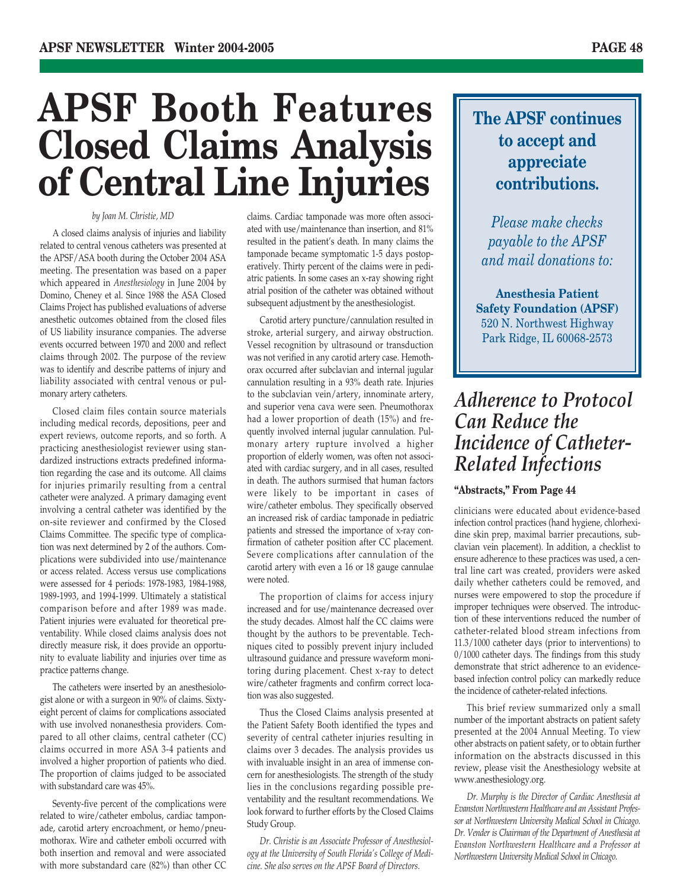# APSF Booth Features Closed Claims Analysis of Central Line Injuries

*by Joan M. Christie, MD*

A closed claims analysis of injuries and liability related to central venous catheters was presented at the APSF/ASA booth during the October 2004 ASA meeting. The presentation was based on a paper which appeared in *Anesthesiology* in June 2004 by Domino, Cheney et al. Since 1988 the ASA Closed Claims Project has published evaluations of adverse anesthetic outcomes obtained from the closed files of US liability insurance companies. The adverse events occurred between 1970 and 2000 and reflect claims through 2002. The purpose of the review was to identify and describe patterns of injury and liability associated with central venous or pulmonary artery catheters.

Closed claim files contain source materials including medical records, depositions, peer and expert reviews, outcome reports, and so forth. A practicing anesthesiologist reviewer using standardized instructions extracts predefined information regarding the case and its outcome. All claims for injuries primarily resulting from a central catheter were analyzed. A primary damaging event involving a central catheter was identified by the on-site reviewer and confirmed by the Closed Claims Committee. The specific type of complication was next determined by 2 of the authors. Complications were subdivided into use/maintenance or access related. Access versus use complications were assessed for 4 periods: 1978-1983, 1984-1988, 1989-1993, and 1994-1999. Ultimately a statistical comparison before and after 1989 was made. Patient injuries were evaluated for theoretical preventability. While closed claims analysis does not directly measure risk, it does provide an opportunity to evaluate liability and injuries over time as practice patterns change.

The catheters were inserted by an anesthesiologist alone or with a surgeon in 90% of claims. Sixty-eight percent of claims for complications associated with use involved nonanesthesia providers. Compared to all other claims, central catheter (CC) claims occurred in more ASA 3-4 patients and involved a higher proportion of patients who died. The proportion of claims judged to be associated with substandard care was 45%.

Seventy-five percent of the complications were related to wire/catheter embolus, cardiac tamponade, carotid artery encroachment, or hemo/pneumothorax. Wire and catheter emboli occurred with both insertion and removal and were associated with more substandard care (82%) than other CC claims. Cardiac tamponade was more often associated with use/maintenance than insertion, and 81% resulted in the patient's death. In many claims the tamponade became symptomatic 1-5 days postoperatively. Thirty percent of the claims were in pediatric patients. In some cases an x-ray showing right atrial position of the catheter was obtained without subsequent adjustment by the anesthesiologist.

Carotid artery puncture/cannulation resulted in stroke, arterial surgery, and airway obstruction. Vessel recognition by ultrasound or transduction was not verified in any carotid artery case. Hemothorax occurred after subclavian and internal jugular cannulation resulting in a 93% death rate. Injuries to the subclavian vein/artery, innominate artery, and superior vena cava were seen. Pneumothorax had a lower proportion of death (15%) and frequently involved internal jugular cannulation. Pulmonary artery rupture involved a higher proportion of elderly women, was often not associated with cardiac surgery, and in all cases, resulted in death. The authors surmised that human factors were likely to be important in cases of wire/catheter embolus. They specifically observed an increased risk of cardiac tamponade in pediatric patients and stressed the importance of x-ray confirmation of catheter position after CC placement. Severe complications after cannulation of the carotid artery with even a 16 or 18 gauge cannulae were noted.

The proportion of claims for access injury increased and for use/maintenance decreased over the study decades. Almost half the CC claims were thought by the authors to be preventable. Techniques cited to possibly prevent injury included ultrasound guidance and pressure waveform monitoring during placement. Chest x-ray to detect wire/catheter fragments and confirm correct location was also suggested.

Thus the Closed Claims analysis presented at the Patient Safety Booth identified the types and severity of central catheter injuries resulting in claims over 3 decades. The analysis provides us with invaluable insight in an area of immense concern for anesthesiologists. The strength of the study lies in the conclusions regarding possible preventability and the resultant recommendations. We look forward to further efforts by the Closed Claims Study Group.

*Dr. Christie is an Associate Professor of Anesthesiology at the University of South Florida's College of Medicine. She also serves on the APSF Board of Directors.*

---

**The APSF continues to accept and appreciate contributions.**

*Please make checks payable to the APSF and mail donations to:*

**Anesthesia Patient Safety Foundation (APSF)**
520 N. Northwest Highway
Park Ridge, IL 60068-2573

---

## *Adherence to Protocol Can Reduce the Incidence of Catheter-Related Infections*

**"Abstracts," From Page 44**

clinicians were educated about evidence-based infection control practices (hand hygiene, chlorhexidine skin prep, maximal barrier precautions, subclavian vein placement). In addition, a checklist to ensure adherence to these practices was used, a central line cart was created, providers were asked daily whether catheters could be removed, and nurses were empowered to stop the procedure if improper techniques were observed. The introduction of these interventions reduced the number of catheter-related blood stream infections from 11.3/1000 catheter days (prior to interventions) to 0/1000 catheter days. The findings from this study demonstrate that strict adherence to an evidence-based infection control policy can markedly reduce the incidence of catheter-related infections.

This brief review summarized only a small number of the important abstracts on patient safety presented at the 2004 Annual Meeting. To view other abstracts on patient safety, or to obtain further information on the abstracts discussed in this review, please visit the Anesthesiology website at www.anesthesiology.org.

*Dr. Murphy is the Director of Cardiac Anesthesia at Evanston Northwestern Healthcare and an Assistant Professor at Northwestern University Medical School in Chicago. Dr. Vender is Chairman of the Department of Anesthesia at Evanston Northwestern Healthcare and a Professor at Northwestern University Medical School in Chicago.*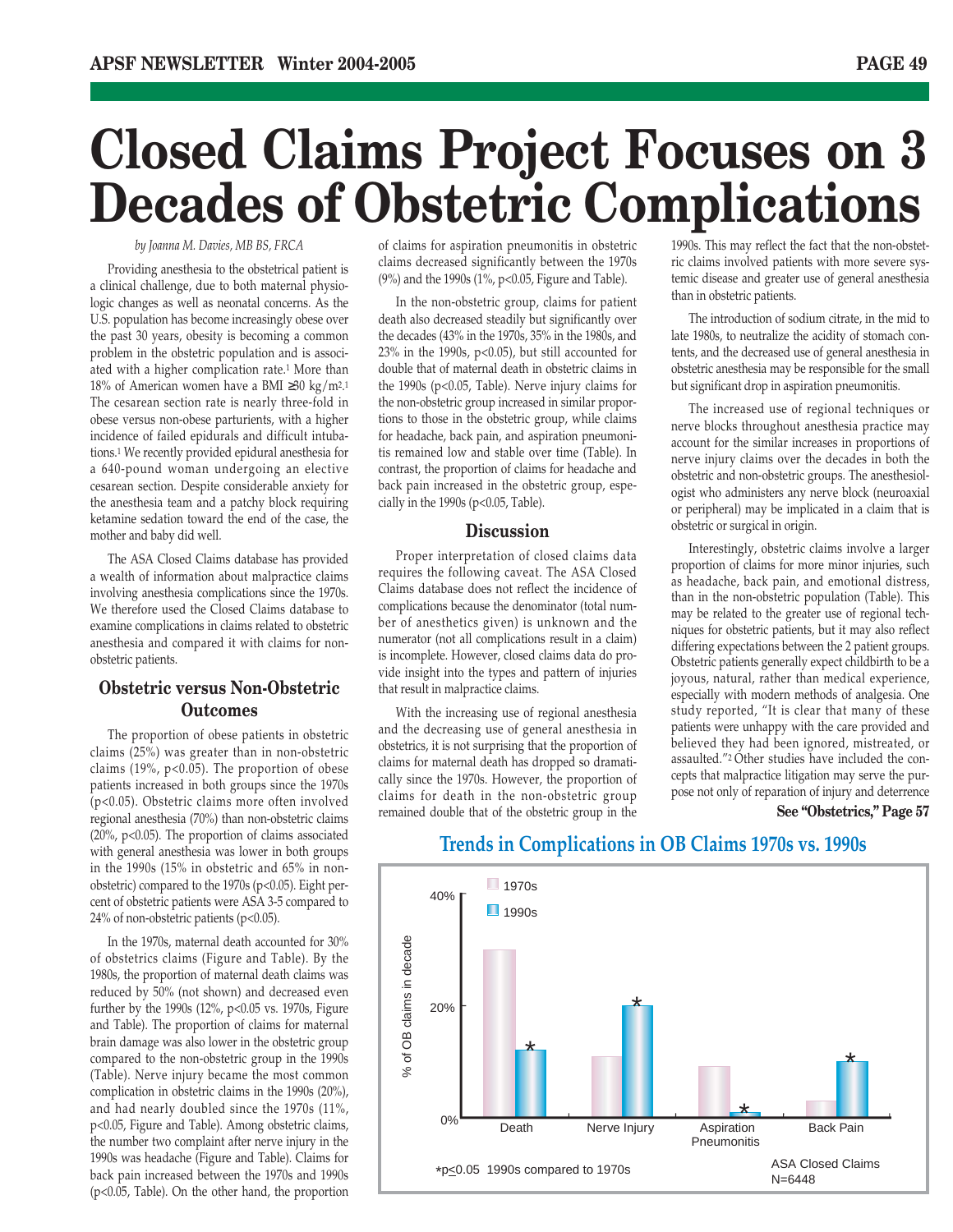# Closed Claims Project Focuses on 3 Decades of Obstetric Complications

*by Joanna M. Davies, MB BS, FRCA*

Providing anesthesia to the obstetrical patient is a clinical challenge, due to both maternal physiologic changes as well as neonatal concerns. As the U.S. population has become increasingly obese over the past 30 years, obesity is becoming a common problem in the obstetric population and is associated with a higher complication rate.[1] More than 18% of American women have a BMI ≥30 kg/m$^2$.[1] The cesarean section rate is nearly three-fold in obese versus non-obese parturients, with a higher incidence of failed epidurals and difficult intubations.[1] We recently provided epidural anesthesia for a 640-pound woman undergoing an elective cesarean section. Despite considerable anxiety for the anesthesia team and a patchy block requiring ketamine sedation toward the end of the case, the mother and baby did well.

The ASA Closed Claims database has provided a wealth of information about malpractice claims involving anesthesia complications since the 1970s. We therefore used the Closed Claims database to examine complications in claims related to obstetric anesthesia and compared it with claims for non-obstetric patients.

## Obstetric versus Non-Obstetric Outcomes

The proportion of obese patients in obstetric claims (25%) was greater than in non-obstetric claims (19%, $p<0.05$). The proportion of obese patients increased in both groups since the 1970s ($p<0.05$). Obstetric claims more often involved regional anesthesia (70%) than non-obstetric claims (20%, $p<0.05$). The proportion of claims associated with general anesthesia was lower in both groups in the 1990s (15% in obstetric and 65% in non-obstetric) compared to the 1970s ($p<0.05$). Eight percent of obstetric patients were ASA 3-5 compared to 24% of non-obstetric patients ($p<0.05$).

In the 1970s, maternal death accounted for 30% of obstetrics claims (Figure and Table). By the 1980s, the proportion of maternal death claims was reduced by 50% (not shown) and decreased even further by the 1990s (12%, $p<0.05$ vs. 1970s, Figure and Table). The proportion of claims for maternal brain damage was also lower in the obstetric group compared to the non-obstetric group in the 1990s (Table). Nerve injury became the most common complication in obstetric claims in the 1990s (20%), and had nearly doubled since the 1970s (11%, $p<0.05$, Figure and Table). Among obstetric claims, the number two complaint after nerve injury in the 1990s was headache (Figure and Table). Claims for back pain increased between the 1970s and 1990s ($p<0.05$, Table). On the other hand, the proportion of claims for aspiration pneumonitis in obstetric claims decreased significantly between the 1970s (9%) and the 1990s (1%, $p<0.05$, Figure and Table).

In the non-obstetric group, claims for patient death also decreased steadily but significantly over the decades (43% in the 1970s, 35% in the 1980s, and 23% in the 1990s, $p<0.05$), but still accounted for double that of maternal death in obstetric claims in the 1990s ($p<0.05$, Table). Nerve injury claims for the non-obstetric group increased in similar proportions to those in the obstetric group, while claims for headache, back pain, and aspiration pneumonitis remained low and stable over time (Table). In contrast, the proportion of claims for headache and back pain increased in the obstetric group, especially in the 1990s ($p<0.05$, Table).

## Discussion

Proper interpretation of closed claims data requires the following caveat. The ASA Closed Claims database does not reflect the incidence of complications because the denominator (total number of anesthetics given) is unknown and the numerator (not all complications result in a claim) is incomplete. However, closed claims data do provide insight into the types and pattern of injuries that result in malpractice claims.

With the increasing use of regional anesthesia and the decreasing use of general anesthesia in obstetrics, it is not surprising that the proportion of claims for maternal death has dropped so dramatically since the 1970s. However, the proportion of claims for death in the non-obstetric group remained double that of the obstetric group in the 1990s. This may reflect the fact that the non-obstetric claims involved patients with more severe systemic disease and greater use of general anesthesia than in obstetric patients.

The introduction of sodium citrate, in the mid to late 1980s, to neutralize the acidity of stomach contents, and the decreased use of general anesthesia in obstetric anesthesia may be responsible for the small but significant drop in aspiration pneumonitis.

The increased use of regional techniques or nerve blocks throughout anesthesia practice may account for the similar increases in proportions of nerve injury claims over the decades in both the obstetric and non-obstetric groups. The anesthesiologist who administers any nerve block (neuroaxial or peripheral) may be implicated in a claim that is obstetric or surgical in origin.

Interestingly, obstetric claims involve a larger proportion of claims for more minor injuries, such as headache, back pain, and emotional distress, than in the non-obstetric population (Table). This may be related to the greater use of regional techniques for obstetric patients, but it may also reflect differing expectations between the 2 patient groups. Obstetric patients generally expect childbirth to be a joyous, natural, rather than medical experience, especially with modern methods of analgesia. One study reported, "It is clear that many of these patients were unhappy with the care provided and believed they had been ignored, mistreated, or assaulted."[2] Other studies have included the concepts that malpractice litigation may serve the purpose not only of reparation of injury and deterrence

**See "Obstetrics," Page 57**

## Trends in Complications in OB Claims 1970s vs. 1990s

| % of OB claims in decade | 1970s | 1990s |
|---|---|---|
| Death | ~30% | ~12%* |
| Nerve Injury | ~11% | ~20%* |
| Aspiration Pneumonitis | ~9% | ~1%* |
| Back Pain | ~3% | ~10%* |

*p≤0.05 1990s compared to 1970s

ASA Closed Claims N=6448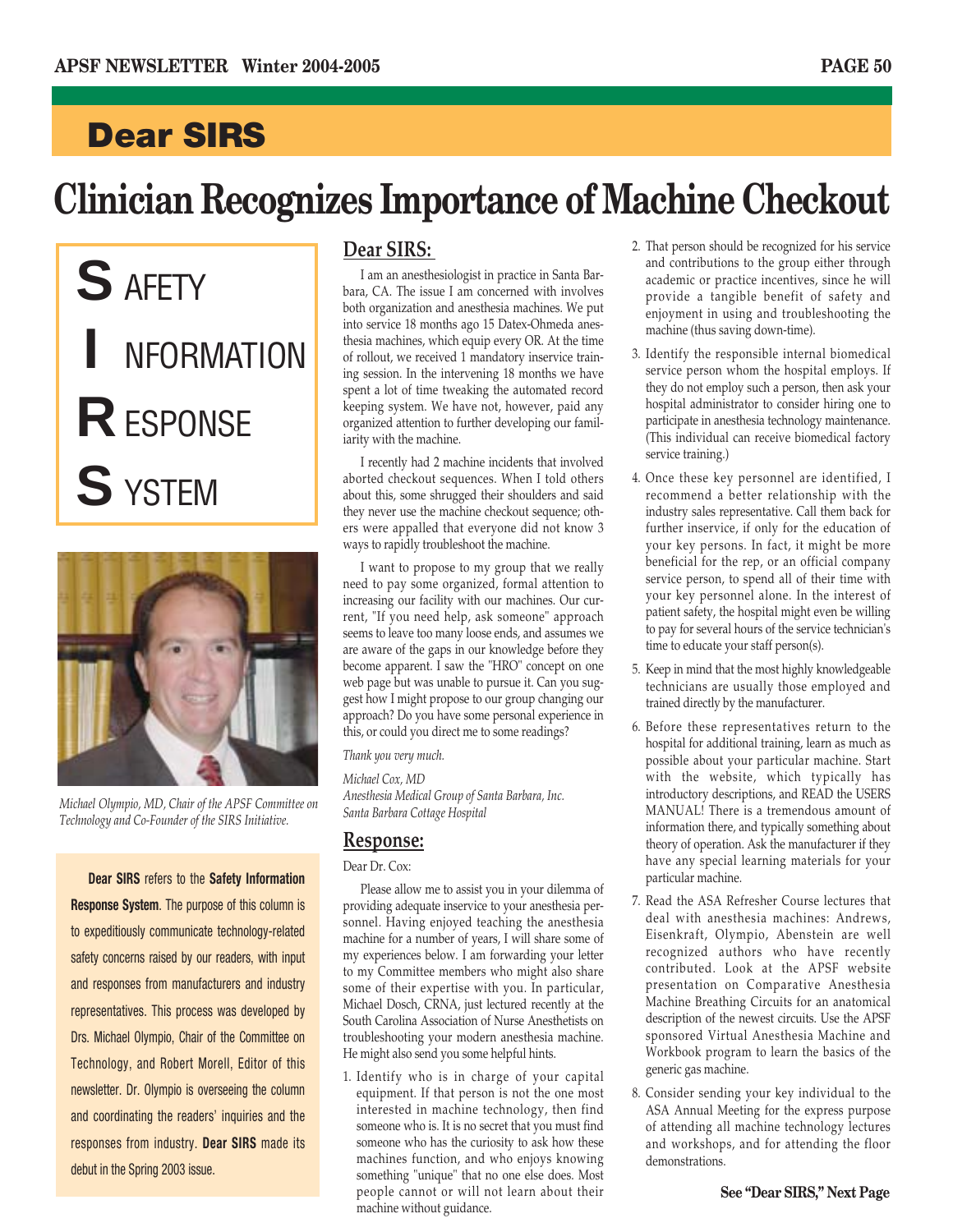# Dear SIRS

# Clinician Recognizes Importance of Machine Checkout

**S** AFETY

**I** NFORMATION

**R** ESPONSE

**S** YSTEM

*Michael Olympio, MD, Chair of the APSF Committee on Technology and Co-Founder of the SIRS Initiative.*

**Dear SIRS** refers to the **Safety Information Response System**. The purpose of this column is to expeditiously communicate technology-related safety concerns raised by our readers, with input and responses from manufacturers and industry representatives. This process was developed by Drs. Michael Olympio, Chair of the Committee on Technology, and Robert Morell, Editor of this newsletter. Dr. Olympio is overseeing the column and coordinating the readers' inquiries and the responses from industry. **Dear SIRS** made its debut in the Spring 2003 issue.

## Dear SIRS:

I am an anesthesiologist in practice in Santa Barbara, CA. The issue I am concerned with involves both organization and anesthesia machines. We put into service 18 months ago 15 Datex-Ohmeda anesthesia machines, which equip every OR. At the time of rollout, we received 1 mandatory inservice training session. In the intervening 18 months we have spent a lot of time tweaking the automated record keeping system. We have not, however, paid any organized attention to further developing our familiarity with the machine.

I recently had 2 machine incidents that involved aborted checkout sequences. When I told others about this, some shrugged their shoulders and said they never use the machine checkout sequence; others were appalled that everyone did not know 3 ways to rapidly troubleshoot the machine.

I want to propose to my group that we really need to pay some organized, formal attention to increasing our facility with our machines. Our current, "If you need help, ask someone" approach seems to leave too many loose ends, and assumes we are aware of the gaps in our knowledge before they become apparent. I saw the "HRO" concept on one web page but was unable to pursue it. Can you suggest how I might propose to our group changing our approach? Do you have some personal experience in this, or could you direct me to some readings?

*Thank you very much.*

*Michael Cox, MD*
*Anesthesia Medical Group of Santa Barbara, Inc.*
*Santa Barbara Cottage Hospital*

## Response:

Dear Dr. Cox:

Please allow me to assist you in your dilemma of providing adequate inservice to your anesthesia personnel. Having enjoyed teaching the anesthesia machine for a number of years, I will share some of my experiences below. I am forwarding your letter to my Committee members who might also share some of their expertise with you. In particular, Michael Dosch, CRNA, just lectured recently at the South Carolina Association of Nurse Anesthetists on troubleshooting your modern anesthesia machine. He might also send you some helpful hints.

1. Identify who is in charge of your capital equipment. If that person is not the one most interested in machine technology, then find someone who is. It is no secret that you must find someone who has the curiosity to ask how these machines function, and who enjoys knowing something "unique" that no one else does. Most people cannot or will not learn about their machine without guidance.
2. That person should be recognized for his service and contributions to the group either through academic or practice incentives, since he will provide a tangible benefit of safety and enjoyment in using and troubleshooting the machine (thus saving down-time).
3. Identify the responsible internal biomedical service person whom the hospital employs. If they do not employ such a person, then ask your hospital administrator to consider hiring one to participate in anesthesia technology maintenance. (This individual can receive biomedical factory service training.)
4. Once these key personnel are identified, I recommend a better relationship with the industry sales representative. Call them back for further inservice, if only for the education of your key persons. In fact, it might be more beneficial for the rep, or an official company service person, to spend all of their time with your key personnel alone. In the interest of patient safety, the hospital might even be willing to pay for several hours of the service technician's time to educate your staff person(s).
5. Keep in mind that the most highly knowledgeable technicians are usually those employed and trained directly by the manufacturer.
6. Before these representatives return to the hospital for additional training, learn as much as possible about your particular machine. Start with the website, which typically has introductory descriptions, and READ the USERS MANUAL! There is a tremendous amount of information there, and typically something about theory of operation. Ask the manufacturer if they have any special learning materials for your particular machine.
7. Read the ASA Refresher Course lectures that deal with anesthesia machines: Andrews, Eisenkraft, Olympio, Abenstein are well recognized authors who have recently contributed. Look at the APSF website presentation on Comparative Anesthesia Machine Breathing Circuits for an anatomical description of the newest circuits. Use the APSF sponsored Virtual Anesthesia Machine and Workbook program to learn the basics of the generic gas machine.
8. Consider sending your key individual to the ASA Annual Meeting for the express purpose of attending all machine technology lectures and workshops, and for attending the floor demonstrations.

**See "Dear SIRS," Next Page**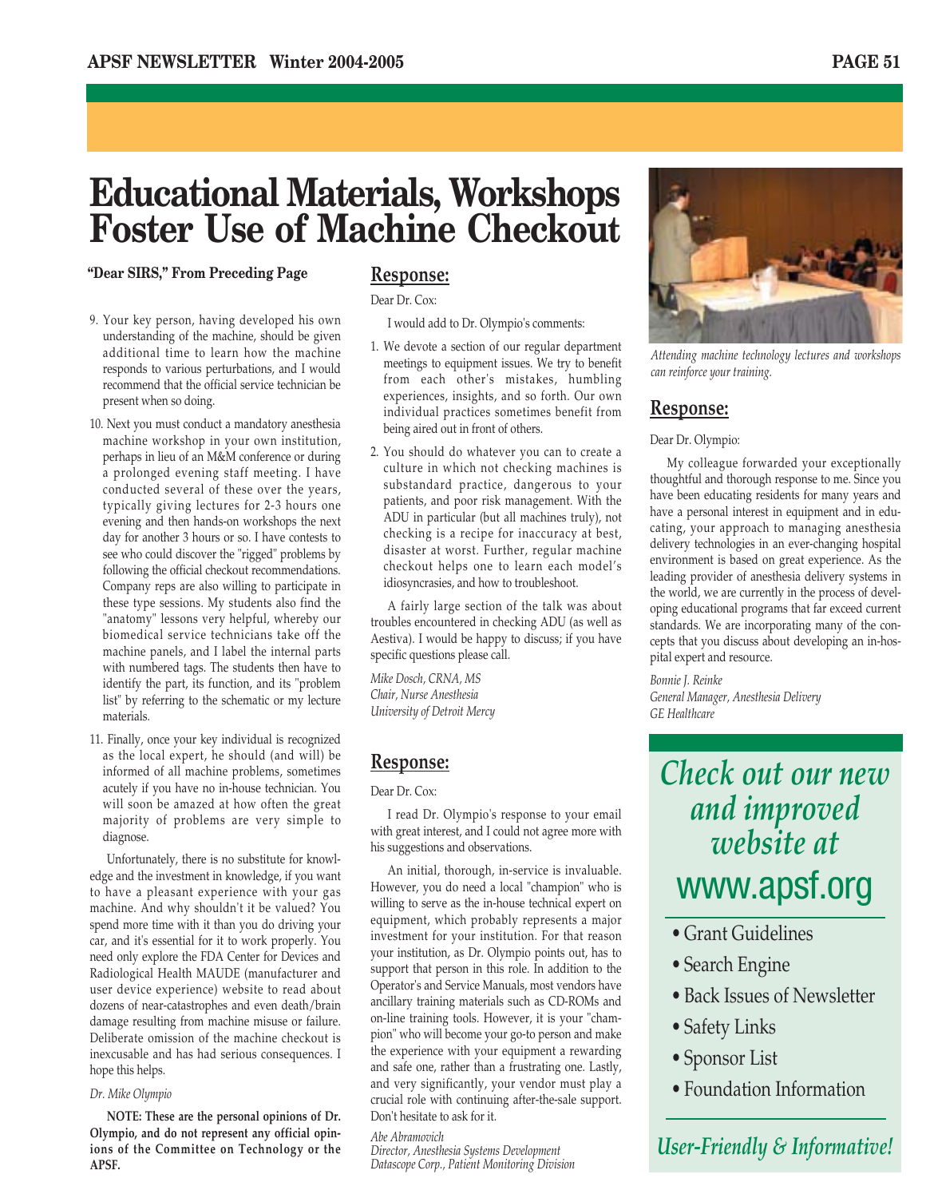# Educational Materials, Workshops Foster Use of Machine Checkout

**"Dear SIRS," From Preceding Page**

9. Your key person, having developed his own understanding of the machine, should be given additional time to learn how the machine responds to various perturbations, and I would recommend that the official service technician be present when so doing.
10. Next you must conduct a mandatory anesthesia machine workshop in your own institution, perhaps in lieu of an M&M conference or during a prolonged evening staff meeting. I have conducted several of these over the years, typically giving lectures for 2-3 hours one evening and then hands-on workshops the next day for another 3 hours or so. I have contests to see who could discover the "rigged" problems by following the official checkout recommendations. Company reps are also willing to participate in these type sessions. My students also find the "anatomy" lessons very helpful, whereby our biomedical service technicians take off the machine panels, and I label the internal parts with numbered tags. The students then have to identify the part, its function, and its "problem list" by referring to the schematic or my lecture materials.
11. Finally, once your key individual is recognized as the local expert, he should (and will) be informed of all machine problems, sometimes acutely if you have no in-house technician. You will soon be amazed at how often the great majority of problems are very simple to diagnose.

Unfortunately, there is no substitute for knowledge and the investment in knowledge, if you want to have a pleasant experience with your gas machine. And why shouldn't it be valued? You spend more time with it than you do driving your car, and it's essential for it to work properly. You need only explore the FDA Center for Devices and Radiological Health MAUDE (manufacturer and user device experience) website to read about dozens of near-catastrophes and even death/brain damage resulting from machine misuse or failure. Deliberate omission of the machine checkout is inexcusable and has had serious consequences. I hope this helps.

*Dr. Mike Olympio*

**NOTE: These are the personal opinions of Dr. Olympio, and do not represent any official opinions of the Committee on Technology or the APSF.**

## Response:

Dear Dr. Cox:

I would add to Dr. Olympio's comments:

1. We devote a section of our regular department meetings to equipment issues. We try to benefit from each other's mistakes, humbling experiences, insights, and so forth. Our own individual practices sometimes benefit from being aired out in front of others.
2. You should do whatever you can to create a culture in which not checking machines is substandard practice, dangerous to your patients, and poor risk management. With the ADU in particular (but all machines truly), not checking is a recipe for inaccuracy at best, disaster at worst. Further, regular machine checkout helps one to learn each model's idiosyncrasies, and how to troubleshoot.

A fairly large section of the talk was about troubles encountered in checking ADU (as well as Aestiva). I would be happy to discuss; if you have specific questions please call.

*Mike Dosch, CRNA, MS*
*Chair, Nurse Anesthesia*
*University of Detroit Mercy*

## Response:

Dear Dr. Cox:

I read Dr. Olympio's response to your email with great interest, and I could not agree more with his suggestions and observations.

An initial, thorough, in-service is invaluable. However, you do need a local "champion" who is willing to serve as the in-house technical expert on equipment, which probably represents a major investment for your institution. For that reason your institution, as Dr. Olympio points out, has to support that person in this role. In addition to the Operator's and Service Manuals, most vendors have ancillary training materials such as CD-ROMs and on-line training tools. However, it is your "champion" who will become your go-to person and make the experience with your equipment a rewarding and safe one, rather than a frustrating one. Lastly, and very significantly, your vendor must play a crucial role with continuing after-the-sale support. Don't hesitate to ask for it.

*Abe Abramovich*
*Director, Anesthesia Systems Development*
*Datascope Corp., Patient Monitoring Division*

*Attending machine technology lectures and workshops can reinforce your training.*

## Response:

Dear Dr. Olympio:

My colleague forwarded your exceptionally thoughtful and thorough response to me. Since you have been educating residents for many years and have a personal interest in equipment and in educating, your approach to managing anesthesia delivery technologies in an ever-changing hospital environment is based on great experience. As the leading provider of anesthesia delivery systems in the world, we are currently in the process of developing educational programs that far exceed current standards. We are incorporating many of the concepts that you discuss about developing an in-hospital expert and resource.

*Bonnie J. Reinke*
*General Manager, Anesthesia Delivery*
*GE Healthcare*

*Check out our new and improved website at*
**www.apsf.org**

- Grant Guidelines
- Search Engine
- Back Issues of Newsletter
- Safety Links
- Sponsor List
- Foundation Information

*User-Friendly & Informative!*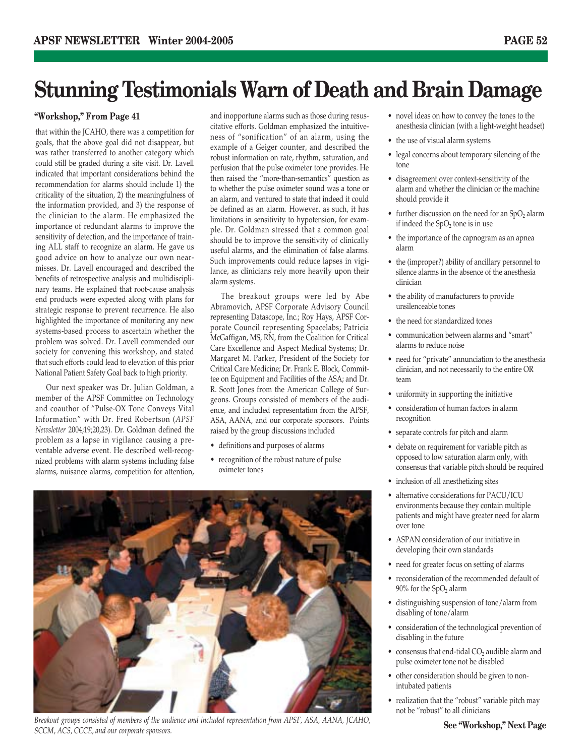# Stunning Testimonials Warn of Death and Brain Damage

**"Workshop," From Page 41**

that within the JCAHO, there was a competition for goals, that the above goal did not disappear, but was rather transferred to another category which could still be graded during a site visit. Dr. Lavell indicated that important considerations behind the recommendation for alarms should include 1) the criticality of the situation, 2) the meaningfulness of the information provided, and 3) the response of the clinician to the alarm. He emphasized the importance of redundant alarms to improve the sensitivity of detection, and the importance of training ALL staff to recognize an alarm. He gave us good advice on how to analyze our own near-misses. Dr. Lavell encouraged and described the benefits of retrospective analysis and multidisciplinary teams. He explained that root-cause analysis end products were expected along with plans for strategic response to prevent recurrence. He also highlighted the importance of monitoring any new systems-based process to ascertain whether the problem was solved. Dr. Lavell commended our society for convening this workshop, and stated that such efforts could lead to elevation of this prior National Patient Safety Goal back to high priority.

Our next speaker was Dr. Julian Goldman, a member of the APSF Committee on Technology and coauthor of "Pulse-OX Tone Conveys Vital Information" with Dr. Fred Robertson (*APSF Newsletter* 2004;19;20,23). Dr. Goldman defined the problem as a lapse in vigilance causing a preventable adverse event. He described well-recognized problems with alarm systems including false alarms, nuisance alarms, competition for attention, and inopportune alarms such as those during resuscitative efforts. Goldman emphasized the intuitiveness of "sonification" of an alarm, using the example of a Geiger counter, and described the robust information on rate, rhythm, saturation, and perfusion that the pulse oximeter tone provides. He then raised the "more-than-semantics" question as to whether the pulse oximeter sound was a tone or an alarm, and ventured to state that indeed it could be defined as an alarm. However, as such, it has limitations in sensitivity to hypotension, for example. Dr. Goldman stressed that a common goal should be to improve the sensitivity of clinically useful alarms, and the elimination of false alarms. Such improvements could reduce lapses in vigilance, as clinicians rely more heavily upon their alarm systems.

The breakout groups were led by Abe Abramovich, APSF Corporate Advisory Council representing Datascope, Inc.; Roy Hays, APSF Corporate Council representing Spacelabs; Patricia McGaffigan, MS, RN, from the Coalition for Critical Care Excellence and Aspect Medical Systems; Dr. Margaret M. Parker, President of the Society for Critical Care Medicine; Dr. Frank E. Block, Committee on Equipment and Facilities of the ASA; and Dr. R. Scott Jones from the American College of Surgeons. Groups consisted of members of the audience, and included representation from the APSF, ASA, AANA, and our corporate sponsors. Points raised by the group discussions included

- definitions and purposes of alarms
- recognition of the robust nature of pulse oximeter tones
- novel ideas on how to convey the tones to the anesthesia clinician (with a light-weight headset)
- the use of visual alarm systems
- legal concerns about temporary silencing of the tone
- disagreement over context-sensitivity of the alarm and whether the clinician or the machine should provide it
- further discussion on the need for an $SpO_2$ alarm if indeed the $SpO_2$ tone is in use
- the importance of the capnogram as an apnea alarm
- the (improper?) ability of ancillary personnel to silence alarms in the absence of the anesthesia clinician
- the ability of manufacturers to provide unsilenceable tones
- the need for standardized tones
- communication between alarms and "smart" alarms to reduce noise
- need for "private" annunciation to the anesthesia clinician, and not necessarily to the entire OR team
- uniformity in supporting the initiative
- consideration of human factors in alarm recognition
- separate controls for pitch and alarm
- debate on requirement for variable pitch as opposed to low saturation alarm only, with consensus that variable pitch should be required
- inclusion of all anesthetizing sites
- alternative considerations for PACU/ICU environments because they contain multiple patients and might have greater need for alarm over tone
- ASPAN consideration of our initiative in developing their own standards
- need for greater focus on setting of alarms
- reconsideration of the recommended default of 90% for the $SpO_2$ alarm
- distinguishing suspension of tone/alarm from disabling of tone/alarm
- consideration of the technological prevention of disabling in the future
- consensus that end-tidal $CO_2$ audible alarm and pulse oximeter tone not be disabled
- other consideration should be given to non-intubated patients
- realization that the "robust" variable pitch may not be "robust" to all clinicians

*Breakout groups consisted of members of the audience and included representation from APSF, ASA, AANA, JCAHO, SCCM, ACS, CCCE, and our corporate sponsors.*

**See "Workshop," Next Page**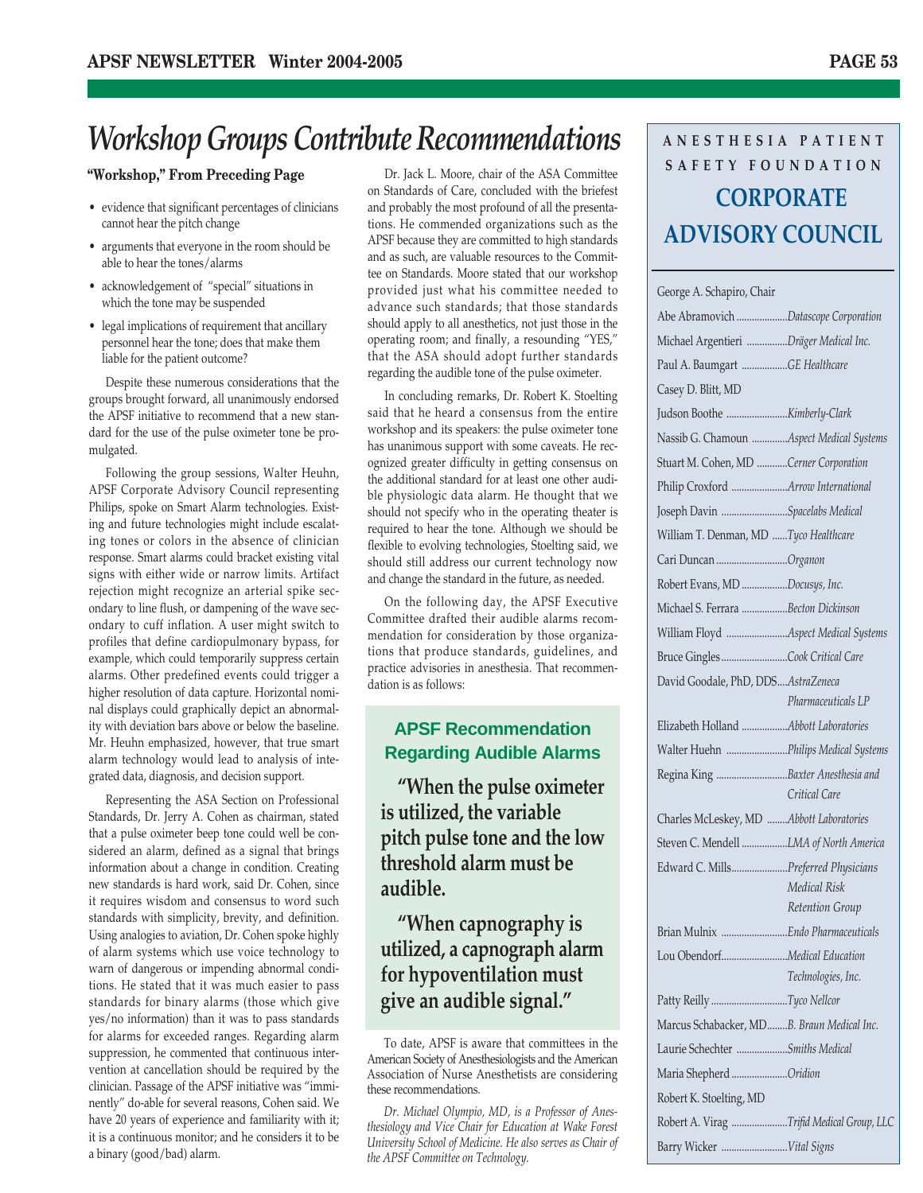# Workshop Groups Contribute Recommendations

**"Workshop," From Preceding Page**

- evidence that significant percentages of clinicians cannot hear the pitch change
- arguments that everyone in the room should be able to hear the tones/alarms
- acknowledgement of "special" situations in which the tone may be suspended
- legal implications of requirement that ancillary personnel hear the tone; does that make them liable for the patient outcome?

Despite these numerous considerations that the groups brought forward, all unanimously endorsed the APSF initiative to recommend that a new standard for the use of the pulse oximeter tone be promulgated.

Following the group sessions, Walter Heuhn, APSF Corporate Advisory Council representing Philips, spoke on Smart Alarm technologies. Existing and future technologies might include escalating tones or colors in the absence of clinician response. Smart alarms could bracket existing vital signs with either wide or narrow limits. Artifact rejection might recognize an arterial spike secondary to line flush, or dampening of the wave secondary to cuff inflation. A user might switch to profiles that define cardiopulmonary bypass, for example, which could temporarily suppress certain alarms. Other predefined events could trigger a higher resolution of data capture. Horizontal nominal displays could graphically depict an abnormality with deviation bars above or below the baseline. Mr. Heuhn emphasized, however, that true smart alarm technology would lead to analysis of integrated data, diagnosis, and decision support.

Representing the ASA Section on Professional Standards, Dr. Jerry A. Cohen as chairman, stated that a pulse oximeter beep tone could well be considered an alarm, defined as a signal that brings information about a change in condition. Creating new standards is hard work, said Dr. Cohen, since it requires wisdom and consensus to word such standards with simplicity, brevity, and definition. Using analogies to aviation, Dr. Cohen spoke highly of alarm systems which use voice technology to warn of dangerous or impending abnormal conditions. He stated that it was much easier to pass standards for binary alarms (those which give yes/no information) than it was to pass standards for alarms for exceeded ranges. Regarding alarm suppression, he commented that continuous intervention at cancellation should be required by the clinician. Passage of the APSF initiative was "imminently" do-able for several reasons, Cohen said. We have 20 years of experience and familiarity with it; it is a continuous monitor; and he considers it to be a binary (good/bad) alarm.

Dr. Jack L. Moore, chair of the ASA Committee on Standards of Care, concluded with the briefest and probably the most profound of all the presentations. He commended organizations such as the APSF because they are committed to high standards and as such, are valuable resources to the Committee on Standards. Moore stated that our workshop provided just what his committee needed to advance such standards; that those standards should apply to all anesthetics, not just those in the operating room; and finally, a resounding "YES," that the ASA should adopt further standards regarding the audible tone of the pulse oximeter.

In concluding remarks, Dr. Robert K. Stoelting said that he heard a consensus from the entire workshop and its speakers: the pulse oximeter tone has unanimous support with some caveats. He recognized greater difficulty in getting consensus on the additional standard for at least one other audible physiologic data alarm. He thought that we should not specify who in the operating theater is required to hear the tone. Although we should be flexible to evolving technologies, Stoelting said, we should still address our current technology now and change the standard in the future, as needed.

On the following day, the APSF Executive Committee drafted their audible alarms recommendation for consideration by those organizations that produce standards, guidelines, and practice advisories in anesthesia. That recommendation is as follows:

### APSF Recommendation Regarding Audible Alarms

**"When the pulse oximeter is utilized, the variable pitch pulse tone and the low threshold alarm must be audible.**

**"When capnography is utilized, a capnograph alarm for hypoventilation must give an audible signal."**

To date, APSF is aware that committees in the American Society of Anesthesiologists and the American Association of Nurse Anesthetists are considering these recommendations.

*Dr. Michael Olympio, MD, is a Professor of Anesthesiology and Vice Chair for Education at Wake Forest University School of Medicine. He also serves as Chair of the APSF Committee on Technology.*

---

ANESTHESIA PATIENT SAFETY FOUNDATION

## CORPORATE ADVISORY COUNCIL

George A. Schapiro, Chair

| Name | Organization |
|---|---|
| Abe Abramovich | *Datascope Corporation* |
| Michael Argentieri | *Dräger Medical Inc.* |
| Paul A. Baumgart | *GE Healthcare* |
| Casey D. Blitt, MD | |
| Judson Boothe | *Kimberly-Clark* |
| Nassib G. Chamoun | *Aspect Medical Systems* |
| Stuart M. Cohen, MD | *Cerner Corporation* |
| Philip Croxford | *Arrow International* |
| Joseph Davin | *Spacelabs Medical* |
| William T. Denman, MD | *Tyco Healthcare* |
| Cari Duncan | *Organon* |
| Robert Evans, MD | *Docusys, Inc.* |
| Michael S. Ferrara | *Becton Dickinson* |
| William Floyd | *Aspect Medical Systems* |
| Bruce Gingles | *Cook Critical Care* |
| David Goodale, PhD, DDS | *AstraZeneca Pharmaceuticals LP* |
| Elizabeth Holland | *Abbott Laboratories* |
| Walter Huehn | *Philips Medical Systems* |
| Regina King | *Baxter Anesthesia and Critical Care* |
| Charles McLeskey, MD | *Abbott Laboratories* |
| Steven C. Mendell | *LMA of North America* |
| Edward C. Mills | *Preferred Physicians Medical Risk Retention Group* |
| Brian Mulnix | *Endo Pharmaceuticals* |
| Lou Obendorf | *Medical Education Technologies, Inc.* |
| Patty Reilly | *Tyco Nellcor* |
| Marcus Schabacker, MD | *B. Braun Medical Inc.* |
| Laurie Schechter | *Smiths Medical* |
| Maria Shepherd | *Oridion* |
| Robert K. Stoelting, MD | |
| Robert A. Virag | *Trifid Medical Group, LLC* |
| Barry Wicker | *Vital Signs* |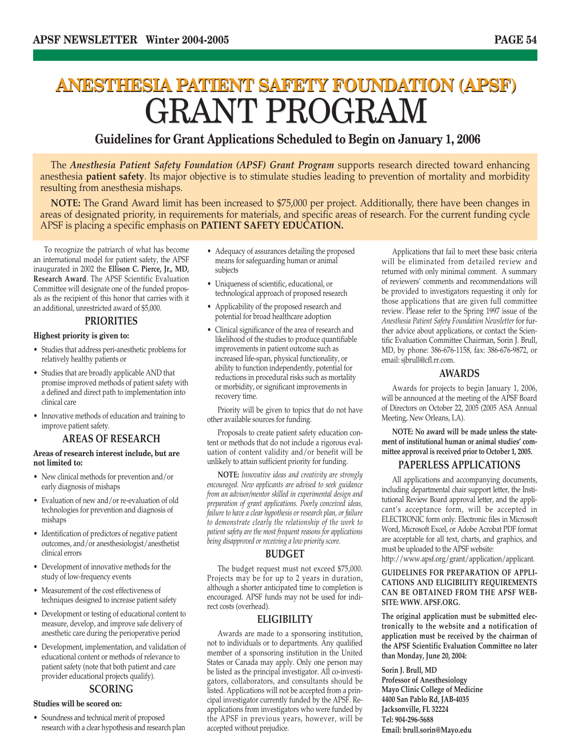# ANESTHESIA PATIENT SAFETY FOUNDATION (APSF) GRANT PROGRAM

## Guidelines for Grant Applications Scheduled to Begin on January 1, 2006

The ***Anesthesia Patient Safety Foundation (APSF) Grant Program*** supports research directed toward enhancing anesthesia **patient safety**. Its major objective is to stimulate studies leading to prevention of mortality and morbidity resulting from anesthesia mishaps.

**NOTE:** The Grand Award limit has been increased to $75,000 per project. Additionally, there have been changes in areas of designated priority, in requirements for materials, and specific areas of research. For the current funding cycle APSF is placing a specific emphasis on **PATIENT SAFETY EDUCATION.**

To recognize the patriarch of what has become an international model for patient safety, the APSF inaugurated in 2002 the **Ellison C. Pierce, Jr., MD, Research Award**. The APSF Scientific Evaluation Committee will designate one of the funded proposals as the recipient of this honor that carries with it an additional, unrestricted award of $5,000.

### PRIORITIES

**Highest priority is given to:**

- Studies that address peri-anesthetic problems for relatively healthy patients or
- Studies that are broadly applicable AND that promise improved methods of patient safety with a defined and direct path to implementation into clinical care
- Innovative methods of education and training to improve patient safety.

### AREAS OF RESEARCH

**Areas of research interest include, but are not limited to:**

- New clinical methods for prevention and/or early diagnosis of mishaps
- Evaluation of new and/or re-evaluation of old technologies for prevention and diagnosis of mishaps
- Identification of predictors of negative patient outcomes, and/or anesthesiologist/anesthetist clinical errors
- Development of innovative methods for the study of low-frequency events
- Measurement of the cost effectiveness of techniques designed to increase patient safety
- Development or testing of educational content to measure, develop, and improve safe delivery of anesthetic care during the perioperative period
- Development, implementation, and validation of educational content or methods of relevance to patient safety (note that both patient and care provider educational projects qualify).

### SCORING

**Studies will be scored on:**

- Soundness and technical merit of proposed research with a clear hypothesis and research plan
- Adequacy of assurances detailing the proposed means for safeguarding human or animal subjects
- Uniqueness of scientific, educational, or technological approach of proposed research
- Applicability of the proposed research and potential for broad healthcare adoption
- Clinical significance of the area of research and likelihood of the studies to produce quantifiable improvements in patient outcome such as increased life-span, physical functionality, or ability to function independently, potential for reductions in procedural risks such as mortality or morbidity, or significant improvements in recovery time.

Priority will be given to topics that do not have other available sources for funding.

Proposals to create patient safety education content or methods that do not include a rigorous evaluation of content validity and/or benefit will be unlikely to attain sufficient priority for funding.

**NOTE:** *Innovative ideas and creativity are strongly encouraged. New applicants are advised to seek guidance from an advisor/mentor skilled in experimental design and preparation of grant applications. Poorly conceived ideas, failure to have a clear hypothesis or research plan, or failure to demonstrate clearly the relationship of the work to patient safety are the most frequent reasons for applications being disapproved or receiving a low priority score.*

### BUDGET

The budget request must not exceed $75,000. Projects may be for up to 2 years in duration, although a shorter anticipated time to completion is encouraged. APSF funds may not be used for indirect costs (overhead).

### ELIGIBILITY

Awards are made to a sponsoring institution, not to individuals or to departments. Any qualified member of a sponsoring institution in the United States or Canada may apply. Only one person may be listed as the principal investigator. All co-investigators, collaborators, and consultants should be listed. Applications will not be accepted from a principal investigator currently funded by the APSF. Re-applications from investigators who were funded by the APSF in previous years, however, will be accepted without prejudice.

Applications that fail to meet these basic criteria will be eliminated from detailed review and returned with only minimal comment. A summary of reviewers' comments and recommendations will be provided to investigators requesting it only for those applications that are given full committee review. Please refer to the Spring 1997 issue of the *Anesthesia Patient Safety Foundation Newsletter* for further advice about applications, or contact the Scientific Evaluation Committee Chairman, Sorin J. Brull, MD, by phone: 386-676-1158, fax: 386-676-9872, or email: sjbrull@cfl.rr.com.

### AWARDS

Awards for projects to begin January 1, 2006, will be announced at the meeting of the APSF Board of Directors on October 22, 2005 (2005 ASA Annual Meeting, New Orleans, LA).

**NOTE: No award will be made unless the statement of institutional human or animal studies' committee approval is received prior to October 1, 2005.**

### PAPERLESS APPLICATIONS

All applications and accompanying documents, including departmental chair support letter, the Institutional Review Board approval letter, and the applicant's acceptance form, will be accepted in ELECTRONIC form only. Electronic files in Microsoft Word, Microsoft Excel, or Adobe Acrobat PDF format are acceptable for all text, charts, and graphics, and must be uploaded to the APSF website:
http://www.apsf.org/grant/application/applicant.

**GUIDELINES FOR PREPARATION OF APPLICATIONS AND ELIGIBILITY REQUIREMENTS CAN BE OBTAINED FROM THE APSF WEBSITE: WWW. APSF.ORG.**

**The original application must be submitted electronically to the website and a notification of application must be received by the chairman of the APSF Scientific Evaluation Committee no later than Monday, June 20, 2004:**

**Sorin J. Brull, MD**
**Professor of Anesthesiology**
**Mayo Clinic College of Medicine**
**4400 San Pablo Rd, JAB-4035**
**Jacksonville, FL 32224**
**Tel: 904-296-5688**
**Email: brull.sorin@Mayo.edu**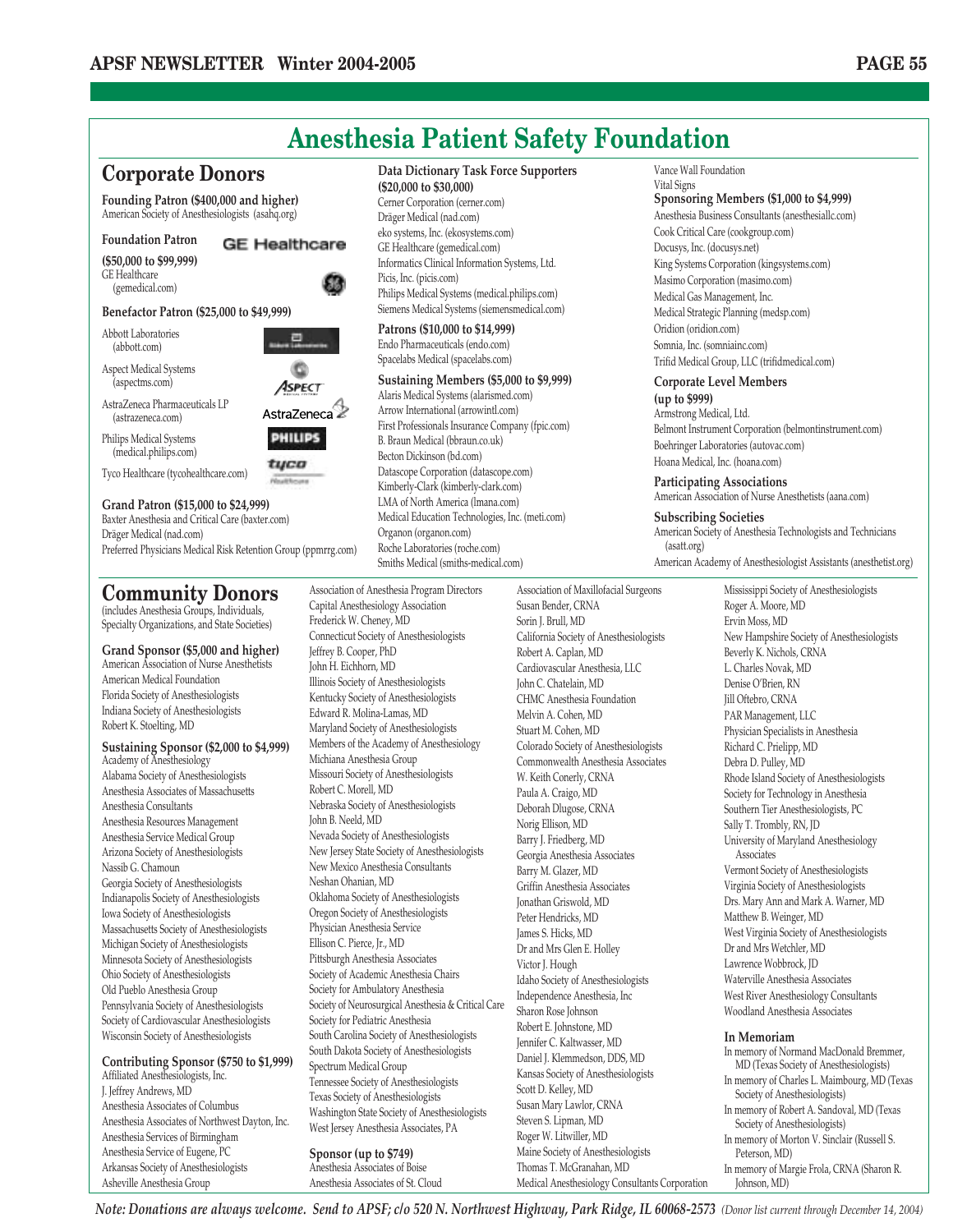# Anesthesia Patient Safety Foundation

## Corporate Donors

**Founding Patron ($400,000 and higher)**
American Society of Anesthesiologists (asahq.org)

**Foundation Patron**
**($50,000 to $99,999)**
GE Healthcare (gemedical.com)

**Benefactor Patron ($25,000 to $49,999)**
Abbott Laboratories (abbott.com)
Aspect Medical Systems (aspectms.com)
AstraZeneca Pharmaceuticals LP (astrazeneca.com)
Philips Medical Systems (medical.philips.com)
Tyco Healthcare (tycohealthcare.com)

**Grand Patron ($15,000 to $24,999)**
Baxter Anesthesia and Critical Care (baxter.com)
Dräger Medical (nad.com)
Preferred Physicians Medical Risk Retention Group (ppmrrg.com)

**Data Dictionary Task Force Supporters ($20,000 to $30,000)**
Cerner Corporation (cerner.com)
Dräger Medical (nad.com)
eko systems, Inc. (ekosystems.com)
GE Healthcare (gemedical.com)
Informatics Clinical Information Systems, Ltd.
Picis, Inc. (picis.com)
Philips Medical Systems (medical.philips.com)
Siemens Medical Systems (siemensmedical.com)

**Patrons ($10,000 to $14,999)**
Endo Pharmaceuticals (endo.com)
Spacelabs Medical (spacelabs.com)

**Sustaining Members ($5,000 to $9,999)**
Alaris Medical Systems (alarismed.com)
Arrow International (arrowintl.com)
First Professionals Insurance Company (fpic.com)
B. Braun Medical (bbraun.co.uk)
Becton Dickinson (bd.com)
Datascope Corporation (datascope.com)
Kimberly-Clark (kimberly-clark.com)
LMA of North America (lmana.com)
Medical Education Technologies, Inc. (meti.com)
Organon (organon.com)
Roche Laboratories (roche.com)
Smiths Medical (smiths-medical.com)
Vance Wall Foundation
Vital Signs

**Sponsoring Members ($1,000 to $4,999)**
Anesthesia Business Consultants (anesthesiallc.com)
Cook Critical Care (cookgroup.com)
Docusys, Inc. (docusys.net)
King Systems Corporation (kingsystems.com)
Masimo Corporation (masimo.com)
Medical Gas Management, Inc.
Medical Strategic Planning (medsp.com)
Oridion (oridion.com)
Somnia, Inc. (somniainc.com)
Trifid Medical Group, LLC (trifidmedical.com)

**Corporate Level Members (up to $999)**
Armstrong Medical, Ltd.
Belmont Instrument Corporation (belmontinstrument.com)
Boehringer Laboratories (autovac.com)
Hoana Medical, Inc. (hoana.com)

**Participating Associations**
American Association of Nurse Anesthetists (aana.com)

**Subscribing Societies**
American Society of Anesthesia Technologists and Technicians (asatt.org)
American Academy of Anesthesiologist Assistants (anesthetist.org)

## Community Donors

(includes Anesthesia Groups, Individuals, Specialty Organizations, and State Societies)

**Grand Sponsor ($5,000 and higher)**
American Association of Nurse Anesthetists
American Medical Foundation
Florida Society of Anesthesiologists
Indiana Society of Anesthesiologists
Robert K. Stoelting, MD

**Sustaining Sponsor ($2,000 to $4,999)**
Academy of Anesthesiology
Alabama Society of Anesthesiologists
Anesthesia Associates of Massachusetts
Anesthesia Consultants
Anesthesia Resources Management
Anesthesia Service Medical Group
Arizona Society of Anesthesiologists
Nassib G. Chamoun
Georgia Society of Anesthesiologists
Indianapolis Society of Anesthesiologists
Iowa Society of Anesthesiologists
Massachusetts Society of Anesthesiologists
Michigan Society of Anesthesiologists
Minnesota Society of Anesthesiologists
Ohio Society of Anesthesiologists
Old Pueblo Anesthesia Group
Pennsylvania Society of Anesthesiologists
Society of Cardiovascular Anesthesiologists
Wisconsin Society of Anesthesiologists

**Contributing Sponsor ($750 to $1,999)**
Affiliated Anesthesiologists, Inc.
J. Jeffrey Andrews, MD
Anesthesia Associates of Columbus
Anesthesia Associates of Northwest Dayton, Inc.
Anesthesia Services of Birmingham
Anesthesia Service of Eugene, PC
Arkansas Society of Anesthesiologists
Asheville Anesthesia Group
Association of Anesthesia Program Directors
Capital Anesthesiology Association
Frederick W. Cheney, MD
Connecticut Society of Anesthesiologists
Jeffrey B. Cooper, PhD
John H. Eichhorn, MD
Illinois Society of Anesthesiologists
Kentucky Society of Anesthesiologists
Edward R. Molina-Lamas, MD
Maryland Society of Anesthesiologists
Members of the Academy of Anesthesiology
Michiana Anesthesia Group
Missouri Society of Anesthesiologists
Robert C. Morell, MD
Nebraska Society of Anesthesiologists
John B. Neeld, MD
Nevada Society of Anesthesiologists
New Jersey State Society of Anesthesiologists
New Mexico Anesthesia Consultants
Neshan Ohanian, MD
Oklahoma Society of Anesthesiologists
Oregon Society of Anesthesiologists
Physician Anesthesia Service
Ellison C. Pierce, Jr., MD
Pittsburgh Anesthesia Associates
Society of Academic Anesthesia Chairs
Society for Ambulatory Anesthesia
Society of Neurosurgical Anesthesia & Critical Care
Society for Pediatric Anesthesia
South Carolina Society of Anesthesiologists
South Dakota Society of Anesthesiologists
Spectrum Medical Group
Tennessee Society of Anesthesiologists
Texas Society of Anesthesiologists
Washington State Society of Anesthesiologists
West Jersey Anesthesia Associates, PA

**Sponsor (up to $749)**
Anesthesia Associates of Boise
Anesthesia Associates of St. Cloud
Association of Maxillofacial Surgeons
Susan Bender, CRNA
Sorin J. Brull, MD
California Society of Anesthesiologists
Robert A. Caplan, MD
Cardiovascular Anesthesia, LLC
John C. Chatelain, MD
CHMC Anesthesia Foundation
Melvin A. Cohen, MD
Stuart M. Cohen, MD
Colorado Society of Anesthesiologists
Commonwealth Anesthesia Associates
W. Keith Conerly, CRNA
Paula A. Craigo, MD
Deborah Dlugose, CRNA
Norig Ellison, MD
Barry J. Friedberg, MD
Georgia Anesthesia Associates
Barry M. Glazer, MD
Griffin Anesthesia Associates
Jonathan Griswold, MD
Peter Hendricks, MD
James S. Hicks, MD
Dr and Mrs Glen E. Holley
Victor J. Hough
Idaho Society of Anesthesiologists
Independence Anesthesia, Inc
Sharon Rose Johnson
Robert E. Johnstone, MD
Jennifer C. Kaltwasser, MD
Daniel J. Klemmedson, DDS, MD
Kansas Society of Anesthesiologists
Scott D. Kelley, MD
Susan Mary Lawlor, CRNA
Steven S. Lipman, MD
Roger W. Litwiller, MD
Maine Society of Anesthesiologists
Thomas T. McGranahan, MD
Medical Anesthesiology Consultants Corporation
Mississippi Society of Anesthesiologists
Roger A. Moore, MD
Ervin Moss, MD
New Hampshire Society of Anesthesiologists
Beverly K. Nichols, CRNA
L. Charles Novak, MD
Denise O'Brien, RN
Jill Oftebro, CRNA
PAR Management, LLC
Physician Specialists in Anesthesia
Richard C. Prielipp, MD
Debra D. Pulley, MD
Rhode Island Society of Anesthesiologists
Society for Technology in Anesthesia
Southern Tier Anesthesiologists, PC
Sally T. Trombly, RN, JD
University of Maryland Anesthesiology Associates
Vermont Society of Anesthesiologists
Virginia Society of Anesthesiologists
Drs. Mary Ann and Mark A. Warner, MD
Matthew B. Weinger, MD
West Virginia Society of Anesthesiologists
Dr and Mrs Wetchler, MD
Lawrence Wobbrock, JD
Waterville Anesthesia Associates
West River Anesthesiology Consultants
Woodland Anesthesia Associates

**In Memoriam**
In memory of Normand MacDonald Bremmer, MD (Texas Society of Anesthesiologists)
In memory of Charles L. Maimbourg, MD (Texas Society of Anesthesiologists)
In memory of Robert A. Sandoval, MD (Texas Society of Anesthesiologists)
In memory of Morton V. Sinclair (Russell S. Peterson, MD)
In memory of Margie Frola, CRNA (Sharon R. Johnson, MD)

*Note: Donations are always welcome. Send to APSF; c/o 520 N. Northwest Highway, Park Ridge, IL 60068-2573* *(Donor list current through December 14, 2004)*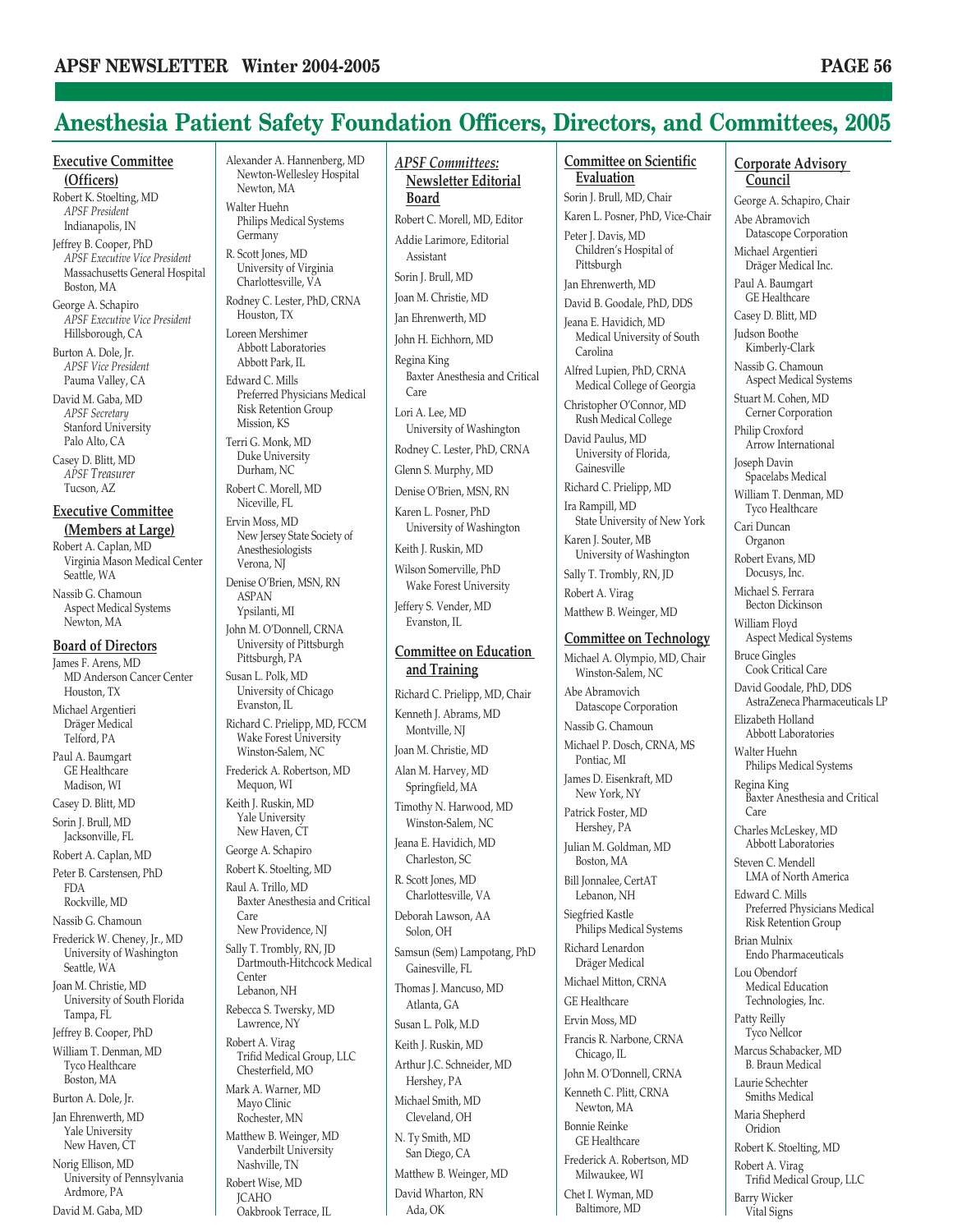# Anesthesia Patient Safety Foundation Officers, Directors, and Committees, 2005

## Executive Committee (Officers)

Robert K. Stoelting, MD
*APSF President*
Indianapolis, IN

Jeffrey B. Cooper, PhD
*APSF Executive Vice President*
Massachusetts General Hospital
Boston, MA

George A. Schapiro
*APSF Executive Vice President*
Hillsborough, CA

Burton A. Dole, Jr.
*APSF Vice President*
Pauma Valley, CA

David M. Gaba, MD
*APSF Secretary*
Stanford University
Palo Alto, CA

Casey D. Blitt, MD
*APSF Treasurer*
Tucson, AZ

## Executive Committee (Members at Large)

Robert A. Caplan, MD
Virginia Mason Medical Center
Seattle, WA

Nassib G. Chamoun
Aspect Medical Systems
Newton, MA

## Board of Directors

James F. Arens, MD
MD Anderson Cancer Center
Houston, TX

Michael Argentieri
Dräger Medical
Telford, PA

Paul A. Baumgart
GE Healthcare
Madison, WI

Casey D. Blitt, MD

Sorin J. Brull, MD
Jacksonville, FL

Robert A. Caplan, MD

Peter B. Carstensen, PhD
FDA
Rockville, MD

Nassib G. Chamoun

Frederick W. Cheney, Jr., MD
University of Washington
Seattle, WA

Joan M. Christie, MD
University of South Florida
Tampa, FL

Jeffrey B. Cooper, PhD

William T. Denman, MD
Tyco Healthcare
Boston, MA

Burton A. Dole, Jr.

Jan Ehrenwerth, MD
Yale University
New Haven, CT

Norig Ellison, MD
University of Pennsylvania
Ardmore, PA

David M. Gaba, MD

Alexander A. Hannenberg, MD
Newton-Wellesley Hospital
Newton, MA

Walter Huehn
Philips Medical Systems
Germany

R. Scott Jones, MD
University of Virginia
Charlottesville, VA

Rodney C. Lester, PhD, CRNA
Houston, TX

Loreen Mershimer
Abbott Laboratories
Abbott Park, IL

Edward C. Mills
Preferred Physicians Medical Risk Retention Group
Mission, KS

Terri G. Monk, MD
Duke University
Durham, NC

Robert C. Morell, MD
Niceville, FL

Ervin Moss, MD
New Jersey State Society of Anesthesiologists
Verona, NJ

Denise O'Brien, MSN, RN
ASPAN
Ypsilanti, MI

John M. O'Donnell, CRNA
University of Pittsburgh
Pittsburgh, PA

Susan L. Polk, MD
University of Chicago
Evanston, IL

Richard C. Prielipp, MD, FCCM
Wake Forest University
Winston-Salem, NC

Frederick A. Robertson, MD
Mequon, WI

Keith J. Ruskin, MD
Yale University
New Haven, CT

George A. Schapiro

Robert K. Stoelting, MD

Raul A. Trillo, MD
Baxter Anesthesia and Critical Care
New Providence, NJ

Sally T. Trombly, RN, JD
Dartmouth-Hitchcock Medical Center
Lebanon, NH

Rebecca S. Twersky, MD
Lawrence, NY

Robert A. Virag
Trifid Medical Group, LLC
Chesterfield, MO

Mark A. Warner, MD
Mayo Clinic
Rochester, MN

Matthew B. Weinger, MD
Vanderbilt University
Nashville, TN

Robert Wise, MD
JCAHO
Oakbrook Terrace, IL

## *APSF Committees:* Newsletter Editorial Board

Robert C. Morell, MD, Editor

Addie Larimore, Editorial Assistant

Sorin J. Brull, MD

Joan M. Christie, MD

Jan Ehrenwerth, MD

John H. Eichhorn, MD

Regina King
Baxter Anesthesia and Critical Care

Lori A. Lee, MD
University of Washington

Rodney C. Lester, PhD, CRNA

Glenn S. Murphy, MD

Denise O'Brien, MSN, RN

Karen L. Posner, PhD
University of Washington

Keith J. Ruskin, MD

Wilson Somerville, PhD
Wake Forest University

Jeffery S. Vender, MD
Evanston, IL

## Committee on Education and Training

Richard C. Prielipp, MD, Chair

Kenneth J. Abrams, MD
Montville, NJ

Joan M. Christie, MD

Alan M. Harvey, MD
Springfield, MA

Timothy N. Harwood, MD
Winston-Salem, NC

Jeana E. Havidich, MD
Charleston, SC

R. Scott Jones, MD
Charlottesville, VA

Deborah Lawson, AA
Solon, OH

Samsun (Sem) Lampotang, PhD
Gainesville, FL

Thomas J. Mancuso, MD
Atlanta, GA

Susan L. Polk, M.D

Keith J. Ruskin, MD

Arthur J.C. Schneider, MD
Hershey, PA

Michael Smith, MD
Cleveland, OH

N. Ty Smith, MD
San Diego, CA

Matthew B. Weinger, MD

David Wharton, RN
Ada, OK

## Committee on Scientific Evaluation

Sorin J. Brull, MD, Chair

Karen L. Posner, PhD, Vice-Chair

Peter J. Davis, MD
Children's Hospital of Pittsburgh

Jan Ehrenwerth, MD

David B. Goodale, PhD, DDS

Jeana E. Havidich, MD
Medical University of South Carolina

Alfred Lupien, PhD, CRNA
Medical College of Georgia

Christopher O'Connor, MD
Rush Medical College

David Paulus, MD
University of Florida, Gainesville

Richard C. Prielipp, MD

Ira Rampill, MD
State University of New York

Karen J. Souter, MB
University of Washington

Sally T. Trombly, RN, JD

Robert A. Virag

Matthew B. Weinger, MD

## Committee on Technology

Michael A. Olympio, MD, Chair
Winston-Salem, NC

Abe Abramovich
Datascope Corporation

Nassib G. Chamoun

Michael P. Dosch, CRNA, MS
Pontiac, MI

James D. Eisenkraft, MD
New York, NY

Patrick Foster, MD
Hershey, PA

Julian M. Goldman, MD
Boston, MA

Bill Jonnalee, CertAT
Lebanon, NH

Siegfried Kastle
Philips Medical Systems

Richard Lenardon
Dräger Medical

Michael Mitton, CRNA

GE Healthcare

Ervin Moss, MD

Francis R. Narbone, CRNA
Chicago, IL

John M. O'Donnell, CRNA

Kenneth C. Plitt, CRNA
Newton, MA

Bonnie Reinke
GE Healthcare

Frederick A. Robertson, MD
Milwaukee, WI

Chet I. Wyman, MD
Baltimore, MD

## Corporate Advisory Council

George A. Schapiro, Chair

Abe Abramovich
Datascope Corporation

Michael Argentieri
Dräger Medical Inc.

Paul A. Baumgart
GE Healthcare

Casey D. Blitt, MD

Judson Boothe
Kimberly-Clark

Nassib G. Chamoun
Aspect Medical Systems

Stuart M. Cohen, MD
Cerner Corporation

Philip Croxford
Arrow International

Joseph Davin
Spacelabs Medical

William T. Denman, MD
Tyco Healthcare

Cari Duncan
Organon

Robert Evans, MD
Docusys, Inc.

Michael S. Ferrara
Becton Dickinson

William Floyd
Aspect Medical Systems

Bruce Gingles
Cook Critical Care

David Goodale, PhD, DDS
AstraZeneca Pharmaceuticals LP

Elizabeth Holland
Abbott Laboratories

Walter Huehn
Philips Medical Systems

Regina King
Baxter Anesthesia and Critical Care

Charles McLeskey, MD
Abbott Laboratories

Steven C. Mendell
LMA of North America

Edward C. Mills
Preferred Physicians Medical Risk Retention Group

Brian Mulnix
Endo Pharmaceuticals

Lou Obendorf
Medical Education Technologies, Inc.

Patty Reilly
Tyco Nellcor

Marcus Schabacker, MD
B. Braun Medical

Laurie Schechter
Smiths Medical

Maria Shepherd
Oridion

Robert K. Stoelting, MD

Robert A. Virag
Trifid Medical Group, LLC

Barry Wicker
Vital Signs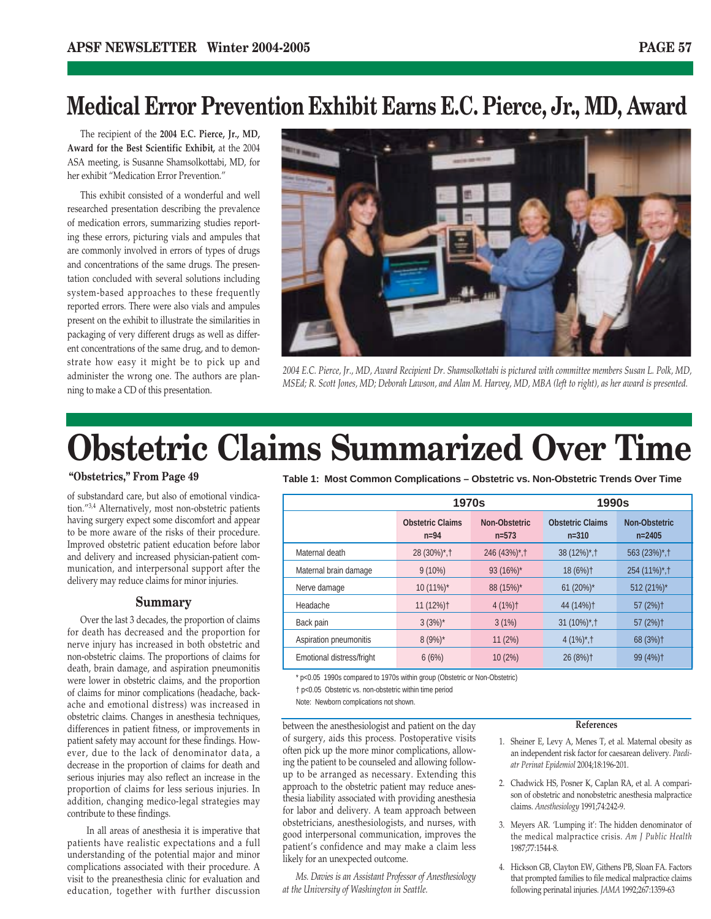# Medical Error Prevention Exhibit Earns E.C. Pierce, Jr., MD, Award

The recipient of the **2004 E.C. Pierce, Jr., MD, Award for the Best Scientific Exhibit,** at the 2004 ASA meeting, is Susanne Shamsolkottabi, MD, for her exhibit "Medication Error Prevention."

This exhibit consisted of a wonderful and well researched presentation describing the prevalence of medication errors, summarizing studies reporting these errors, picturing vials and ampules that are commonly involved in errors of types of drugs and concentrations of the same drugs. The presentation concluded with several solutions including system-based approaches to these frequently reported errors. There were also vials and ampules present on the exhibit to illustrate the similarities in packaging of very different drugs as well as different concentrations of the same drug, and to demonstrate how easy it might be to pick up and administer the wrong one. The authors are planning to make a CD of this presentation.

*2004 E.C. Pierce, Jr., MD, Award Recipient Dr. Shamsolkottabi is pictured with committee members Susan L. Polk, MD, MSEd; R. Scott Jones, MD; Deborah Lawson, and Alan M. Harvey, MD, MBA (left to right), as her award is presented.*

# Obstetric Claims Summarized Over Time

**"Obstetrics," From Page 49**

of substandard care, but also of emotional vindication."[3,4] Alternatively, most non-obstetric patients having surgery expect some discomfort and appear to be more aware of the risks of their procedure. Improved obstetric patient education before labor and delivery and improved physician-patient communication, and interpersonal support after the delivery may reduce claims for minor injuries.

**Table 1: Most Common Complications – Obstetric vs. Non-Obstetric Trends Over Time**

| | 1970s | | 1990s | |
|---|---|---|---|---|
| | Obstetric Claims n=94 | Non-Obstetric n=573 | Obstetric Claims n=310 | Non-Obstetric n=2405 |
| Maternal death | 28 (30%)*,† | 246 (43%)*,† | 38 (12%)*,† | 563 (23%)*,† |
| Maternal brain damage | 9 (10%) | 93 (16%)* | 18 (6%)† | 254 (11%)*,† |
| Nerve damage | 10 (11%)* | 88 (15%)* | 61 (20%)* | 512 (21%)* |
| Headache | 11 (12%)† | 4 (1%)† | 44 (14%)† | 57 (2%)† |
| Back pain | 3 (3%)* | 3 (1%) | 31 (10%)*,† | 57 (2%)† |
| Aspiration pneumonitis | 8 (9%)* | 11 (2%) | 4 (1%)*,† | 68 (3%)† |
| Emotional distress/fright | 6 (6%) | 10 (2%) | 26 (8%)† | 99 (4%)† |

\* p<0.05 1990s compared to 1970s within group (Obstetric or Non-Obstetric)

† p<0.05 Obstetric vs. non-obstetric within time period

Note: Newborn complications not shown.

## Summary

Over the last 3 decades, the proportion of claims for death has decreased and the proportion for nerve injury has increased in both obstetric and non-obstetric claims. The proportions of claims for death, brain damage, and aspiration pneumonitis were lower in obstetric claims, and the proportion of claims for minor complications (headache, backache and emotional distress) was increased in obstetric claims. Changes in anesthesia techniques, differences in patient fitness, or improvements in patient safety may account for these findings. However, due to the lack of denominator data, a decrease in the proportion of claims for death and serious injuries may also reflect an increase in the proportion of claims for less serious injuries. In addition, changing medico-legal strategies may contribute to these findings.

In all areas of anesthesia it is imperative that patients have realistic expectations and a full understanding of the potential major and minor complications associated with their procedure. A visit to the preanesthesia clinic for evaluation and education, together with further discussion between the anesthesiologist and patient on the day of surgery, aids this process. Postoperative visits often pick up the more minor complications, allowing the patient to be counseled and allowing follow-up to be arranged as necessary. Extending this approach to the obstetric patient may reduce anesthesia liability associated with providing anesthesia for labor and delivery. A team approach between obstetricians, anesthesiologists, and nurses, with good interpersonal communication, improves the patient's confidence and may make a claim less likely for an unexpected outcome.

*Ms. Davies is an Assistant Professor of Anesthesiology at the University of Washington in Seattle.*

### References

1. Sheiner E, Levy A, Menes T, et al. Maternal obesity as an independent risk factor for caesarean delivery. *Paediatr Perinat Epidemiol* 2004;18:196-201.
2. Chadwick HS, Posner K, Caplan RA, et al. A comparison of obstetric and nonobstetric anesthesia malpractice claims. *Anesthesiology* 1991;74:242-9.
3. Meyers AR. 'Lumping it': The hidden denominator of the medical malpractice crisis. *Am J Public Health* 1987;77:1544-8.
4. Hickson GB, Clayton EW, Githens PB, Sloan FA. Factors that prompted families to file medical malpractice claims following perinatal injuries. *JAMA* 1992;267:1359-63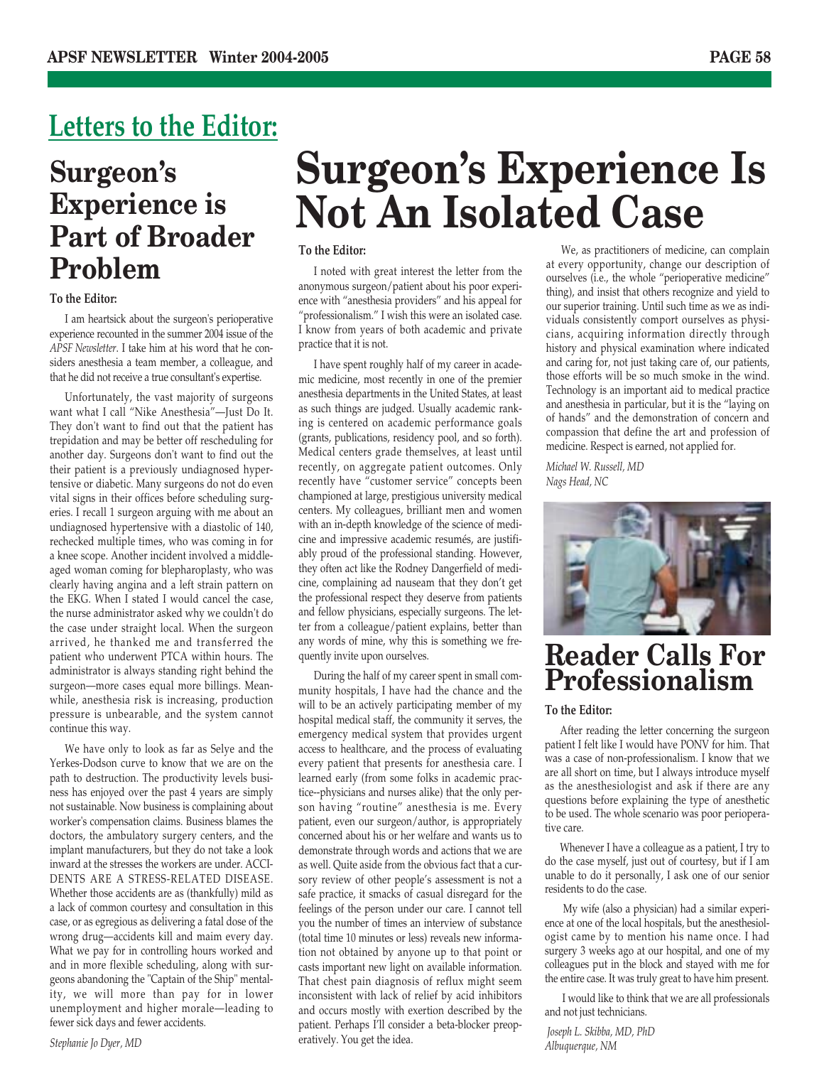# Letters to the Editor:

## Surgeon's Experience is Part of Broader Problem

**To the Editor:**

I am heartsick about the surgeon's perioperative experience recounted in the summer 2004 issue of the *APSF Newsletter*. I take him at his word that he considers anesthesia a team member, a colleague, and that he did not receive a true consultant's expertise.

Unfortunately, the vast majority of surgeons want what I call "Nike Anesthesia"—Just Do It. They don't want to find out that the patient has trepidation and may be better off rescheduling for another day. Surgeons don't want to find out the their patient is a previously undiagnosed hypertensive or diabetic. Many surgeons do not even vital signs in their offices before scheduling surgeries. I recall 1 surgeon arguing with me about an undiagnosed hypertensive with a diastolic of 140, rechecked multiple times, who was coming in for a knee scope. Another incident involved a middle-aged woman coming for blepharoplasty, who was clearly having angina and a left strain pattern on the EKG. When I stated I would cancel the case, the nurse administrator asked why we couldn't do the case under straight local. When the surgeon arrived, he thanked me and transferred the patient who underwent PTCA within hours. The administrator is always standing right behind the surgeon—more cases equal more billings. Meanwhile, anesthesia risk is increasing, production pressure is unbearable, and the system cannot continue this way.

We have only to look as far as Selye and the Yerkes-Dodson curve to know that we are on the path to destruction. The productivity levels business has enjoyed over the past 4 years are simply not sustainable. Now business is complaining about worker's compensation claims. Business blames the doctors, the ambulatory surgery centers, and the implant manufacturers, but they do not take a look inward at the stresses the workers are under. ACCIDENTS ARE A STRESS-RELATED DISEASE. Whether those accidents are as (thankfully) mild as a lack of common courtesy and consultation in this case, or as egregious as delivering a fatal dose of the wrong drug—accidents kill and maim every day. What we pay for in controlling hours worked and and in more flexible scheduling, along with surgeons abandoning the "Captain of the Ship" mentality, we will more than pay for in lower unemployment and higher morale—leading to fewer sick days and fewer accidents.

*Stephanie Jo Dyer, MD*

## Surgeon's Experience Is Not An Isolated Case

**To the Editor:**

I noted with great interest the letter from the anonymous surgeon/patient about his poor experience with "anesthesia providers" and his appeal for "professionalism." I wish this were an isolated case. I know from years of both academic and private practice that it is not.

I have spent roughly half of my career in academic medicine, most recently in one of the premier anesthesia departments in the United States, at least as such things are judged. Usually academic ranking is centered on academic performance goals (grants, publications, residency pool, and so forth). Medical centers grade themselves, at least until recently, on aggregate patient outcomes. Only recently have "customer service" concepts been championed at large, prestigious university medical centers. My colleagues, brilliant men and women with an in-depth knowledge of the science of medicine and impressive academic resumés, are justifiably proud of the professional standing. However, they often act like the Rodney Dangerfield of medicine, complaining ad nauseam that they don't get the professional respect they deserve from patients and fellow physicians, especially surgeons. The letter from a colleague/patient explains, better than any words of mine, why this is something we frequently invite upon ourselves.

During the half of my career spent in small community hospitals, I have had the chance and the will to be an actively participating member of my hospital medical staff, the community it serves, the emergency medical system that provides urgent access to healthcare, and the process of evaluating every patient that presents for anesthesia care. I learned early (from some folks in academic practice--physicians and nurses alike) that the only person having "routine" anesthesia is me. Every patient, even our surgeon/author, is appropriately concerned about his or her welfare and wants us to demonstrate through words and actions that we are as well. Quite aside from the obvious fact that a cursory review of other people's assessment is not a safe practice, it smacks of casual disregard for the feelings of the person under our care. I cannot tell you the number of times an interview of substance (total time 10 minutes or less) reveals new information not obtained by anyone up to that point or casts important new light on available information. That chest pain diagnosis of reflux might seem inconsistent with lack of relief by acid inhibitors and occurs mostly with exertion described by the patient. Perhaps I'll consider a beta-blocker preoperatively. You get the idea.

We, as practitioners of medicine, can complain at every opportunity, change our description of ourselves (i.e., the whole "perioperative medicine" thing), and insist that others recognize and yield to our superior training. Until such time as we as individuals consistently comport ourselves as physicians, acquiring information directly through history and physical examination where indicated and caring for, not just taking care of, our patients, those efforts will be so much smoke in the wind. Technology is an important aid to medical practice and anesthesia in particular, but it is the "laying on of hands" and the demonstration of concern and compassion that define the art and profession of medicine. Respect is earned, not applied for.

*Michael W. Russell, MD*
*Nags Head, NC*

## Reader Calls For Professionalism

**To the Editor:**

After reading the letter concerning the surgeon patient I felt like I would have PONV for him. That was a case of non-professionalism. I know that we are all short on time, but I always introduce myself as the anesthesiologist and ask if there are any questions before explaining the type of anesthetic to be used. The whole scenario was poor perioperative care.

Whenever I have a colleague as a patient, I try to do the case myself, just out of courtesy, but if I am unable to do it personally, I ask one of our senior residents to do the case.

My wife (also a physician) had a similar experience at one of the local hospitals, but the anesthesiologist came by to mention his name once. I had surgery 3 weeks ago at our hospital, and one of my colleagues put in the block and stayed with me for the entire case. It was truly great to have him present.

I would like to think that we are all professionals and not just technicians.

*Joseph L. Skibba, MD, PhD*
*Albuquerque, NM*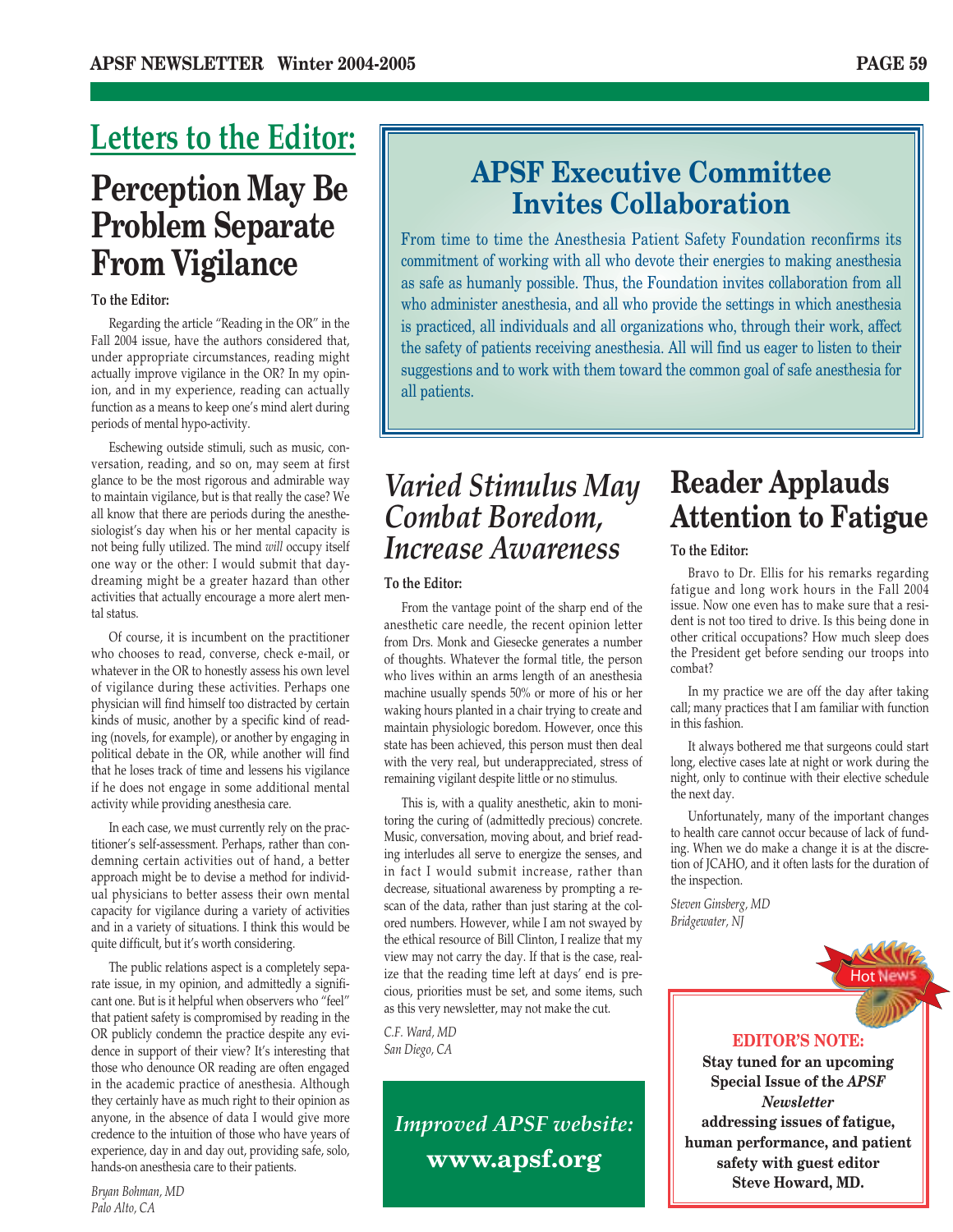# Letters to the Editor:

## Perception May Be Problem Separate From Vigilance

**To the Editor:**

Regarding the article "Reading in the OR" in the Fall 2004 issue, have the authors considered that, under appropriate circumstances, reading might actually improve vigilance in the OR? In my opinion, and in my experience, reading can actually function as a means to keep one's mind alert during periods of mental hypo-activity.

Eschewing outside stimuli, such as music, conversation, reading, and so on, may seem at first glance to be the most rigorous and admirable way to maintain vigilance, but is that really the case? We all know that there are periods during the anesthesiologist's day when his or her mental capacity is not being fully utilized. The mind *will* occupy itself one way or the other: I would submit that daydreaming might be a greater hazard than other activities that actually encourage a more alert mental status.

Of course, it is incumbent on the practitioner who chooses to read, converse, check e-mail, or whatever in the OR to honestly assess his own level of vigilance during these activities. Perhaps one physician will find himself too distracted by certain kinds of music, another by a specific kind of reading (novels, for example), or another by engaging in political debate in the OR, while another will find that he loses track of time and lessens his vigilance if he does not engage in some additional mental activity while providing anesthesia care.

In each case, we must currently rely on the practitioner's self-assessment. Perhaps, rather than condemning certain activities out of hand, a better approach might be to devise a method for individual physicians to better assess their own mental capacity for vigilance during a variety of activities and in a variety of situations. I think this would be quite difficult, but it's worth considering.

The public relations aspect is a completely separate issue, in my opinion, and admittedly a significant one. But is it helpful when observers who "feel" that patient safety is compromised by reading in the OR publicly condemn the practice despite any evidence in support of their view? It's interesting that those who denounce OR reading are often engaged in the academic practice of anesthesia. Although they certainly have as much right to their opinion as anyone, in the absence of data I would give more credence to the intuition of those who have years of experience, day in and day out, providing safe, solo, hands-on anesthesia care to their patients.

*Bryan Bohman, MD*
*Palo Alto, CA*

## APSF Executive Committee Invites Collaboration

From time to time the Anesthesia Patient Safety Foundation reconfirms its commitment of working with all who devote their energies to making anesthesia as safe as humanly possible. Thus, the Foundation invites collaboration from all who administer anesthesia, and all who provide the settings in which anesthesia is practiced, all individuals and all organizations who, through their work, affect the safety of patients receiving anesthesia. All will find us eager to listen to their suggestions and to work with them toward the common goal of safe anesthesia for all patients.

## *Varied Stimulus May Combat Boredom, Increase Awareness*

**To the Editor:**

From the vantage point of the sharp end of the anesthetic care needle, the recent opinion letter from Drs. Monk and Giesecke generates a number of thoughts. Whatever the formal title, the person who lives within an arms length of an anesthesia machine usually spends 50% or more of his or her waking hours planted in a chair trying to create and maintain physiologic boredom. However, once this state has been achieved, this person must then deal with the very real, but underappreciated, stress of remaining vigilant despite little or no stimulus.

This is, with a quality anesthetic, akin to monitoring the curing of (admittedly precious) concrete. Music, conversation, moving about, and brief reading interludes all serve to energize the senses, and in fact I would submit increase, rather than decrease, situational awareness by prompting a rescan of the data, rather than just staring at the colored numbers. However, while I am not swayed by the ethical resource of Bill Clinton, I realize that my view may not carry the day. If that is the case, realize that the reading time left at days' end is precious, priorities must be set, and some items, such as this very newsletter, may not make the cut.

*C.F. Ward, MD*
*San Diego, CA*

*Improved APSF website:*
**www.apsf.org**

## Reader Applauds Attention to Fatigue

**To the Editor:**

Bravo to Dr. Ellis for his remarks regarding fatigue and long work hours in the Fall 2004 issue. Now one even has to make sure that a resident is not too tired to drive. Is this being done in other critical occupations? How much sleep does the President get before sending our troops into combat?

In my practice we are off the day after taking call; many practices that I am familiar with function in this fashion.

It always bothered me that surgeons could start long, elective cases late at night or work during the night, only to continue with their elective schedule the next day.

Unfortunately, many of the important changes to health care cannot occur because of lack of funding. When we do make a change it is at the discretion of JCAHO, and it often lasts for the duration of the inspection.

*Steven Ginsberg, MD*
*Bridgewater, NJ*

Hot News

**EDITOR'S NOTE:**

**Stay tuned for an upcoming Special Issue of the *APSF Newsletter* addressing issues of fatigue, human performance, and patient safety with guest editor Steve Howard, MD.**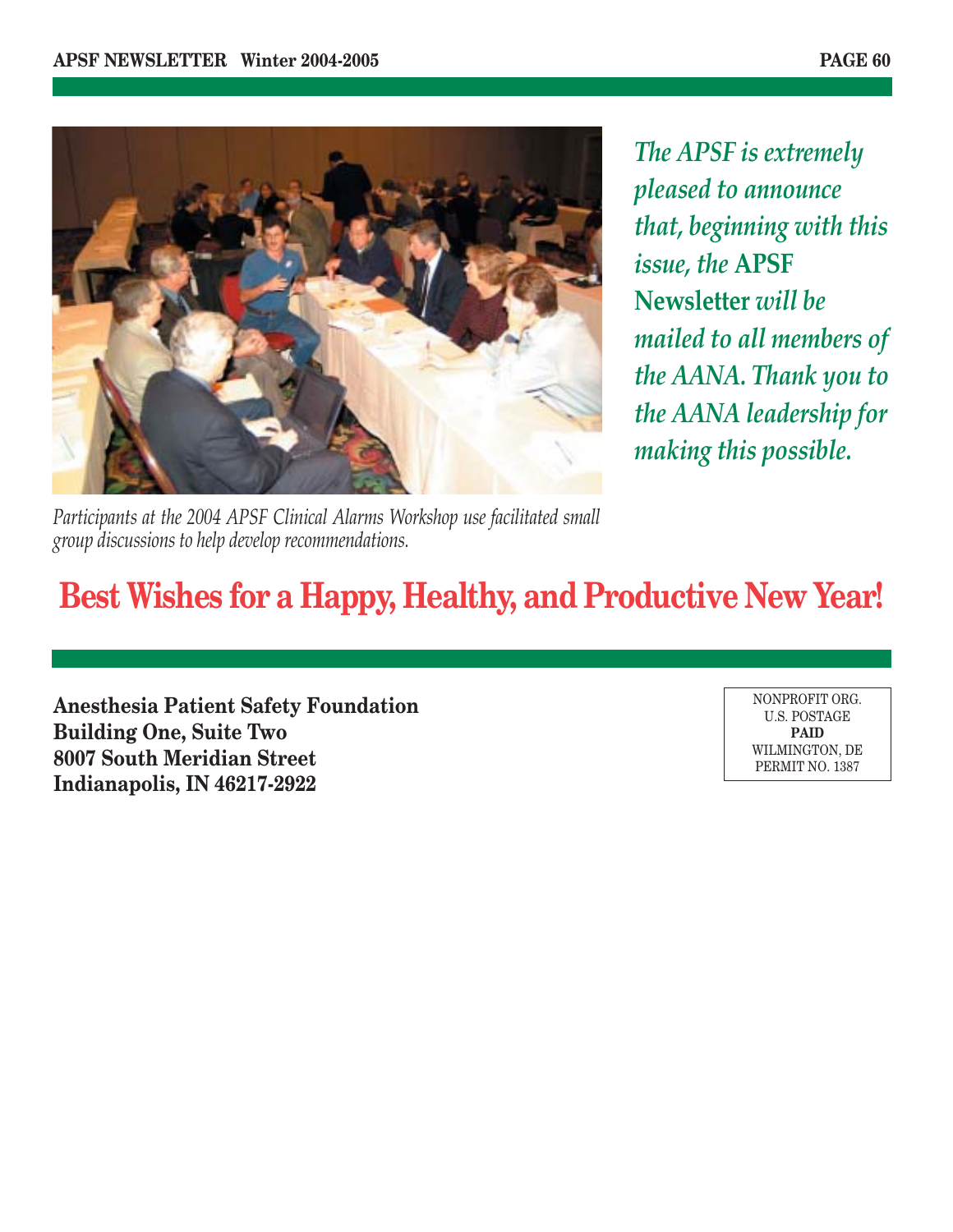Participants at the 2004 APSF Clinical Alarms Workshop use facilitated small group discussions to help develop recommendations.

*The APSF is extremely pleased to announce that, beginning with this issue, the* **APSF Newsletter** *will be mailed to all members of the AANA. Thank you to the AANA leadership for making this possible.*

# Best Wishes for a Happy, Healthy, and Productive New Year!

**Anesthesia Patient Safety Foundation**
**Building One, Suite Two**
**8007 South Meridian Street**
**Indianapolis, IN 46217-2922**

NONPROFIT ORG.
U.S. POSTAGE
**PAID**
WILMINGTON, DE
PERMIT NO. 1387